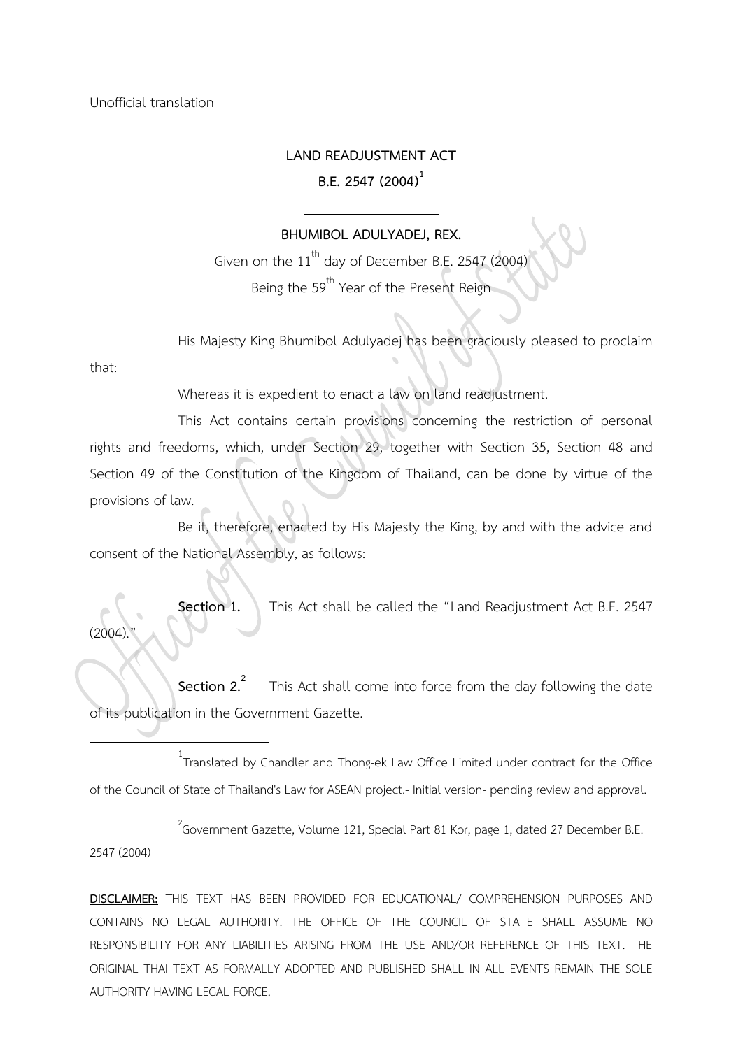Unofficial translation

# LAND READJUSTMENT ACT
# B.E. 2547 (2004)[1]

---

**BHUMIBOL ADULYADEJ, REX.**

Given on the 11th day of December B.E. 2547 (2004)

Being the 59th Year of the Present Reign

His Majesty King Bhumibol Adulyadej has been graciously pleased to proclaim that:

Whereas it is expedient to enact a law on land readjustment.

This Act contains certain provisions concerning the restriction of personal rights and freedoms, which, under Section 29, together with Section 35, Section 48 and Section 49 of the Constitution of the Kingdom of Thailand, can be done by virtue of the provisions of law.

Be it, therefore, enacted by His Majesty the King, by and with the advice and consent of the National Assembly, as follows:

**Section 1.** This Act shall be called the "Land Readjustment Act B.E. 2547 (2004)."

**Section 2.**[2] This Act shall come into force from the day following the date of its publication in the Government Gazette.

---

[1] Translated by Chandler and Thong-ek Law Office Limited under contract for the Office of the Council of State of Thailand's Law for ASEAN project.- Initial version- pending review and approval.

[2] Government Gazette, Volume 121, Special Part 81 Kor, page 1, dated 27 December B.E. 2547 (2004)

**DISCLAIMER:** THIS TEXT HAS BEEN PROVIDED FOR EDUCATIONAL/ COMPREHENSION PURPOSES AND CONTAINS NO LEGAL AUTHORITY. THE OFFICE OF THE COUNCIL OF STATE SHALL ASSUME NO RESPONSIBILITY FOR ANY LIABILITIES ARISING FROM THE USE AND/OR REFERENCE OF THIS TEXT. THE ORIGINAL THAI TEXT AS FORMALLY ADOPTED AND PUBLISHED SHALL IN ALL EVENTS REMAIN THE SOLE AUTHORITY HAVING LEGAL FORCE.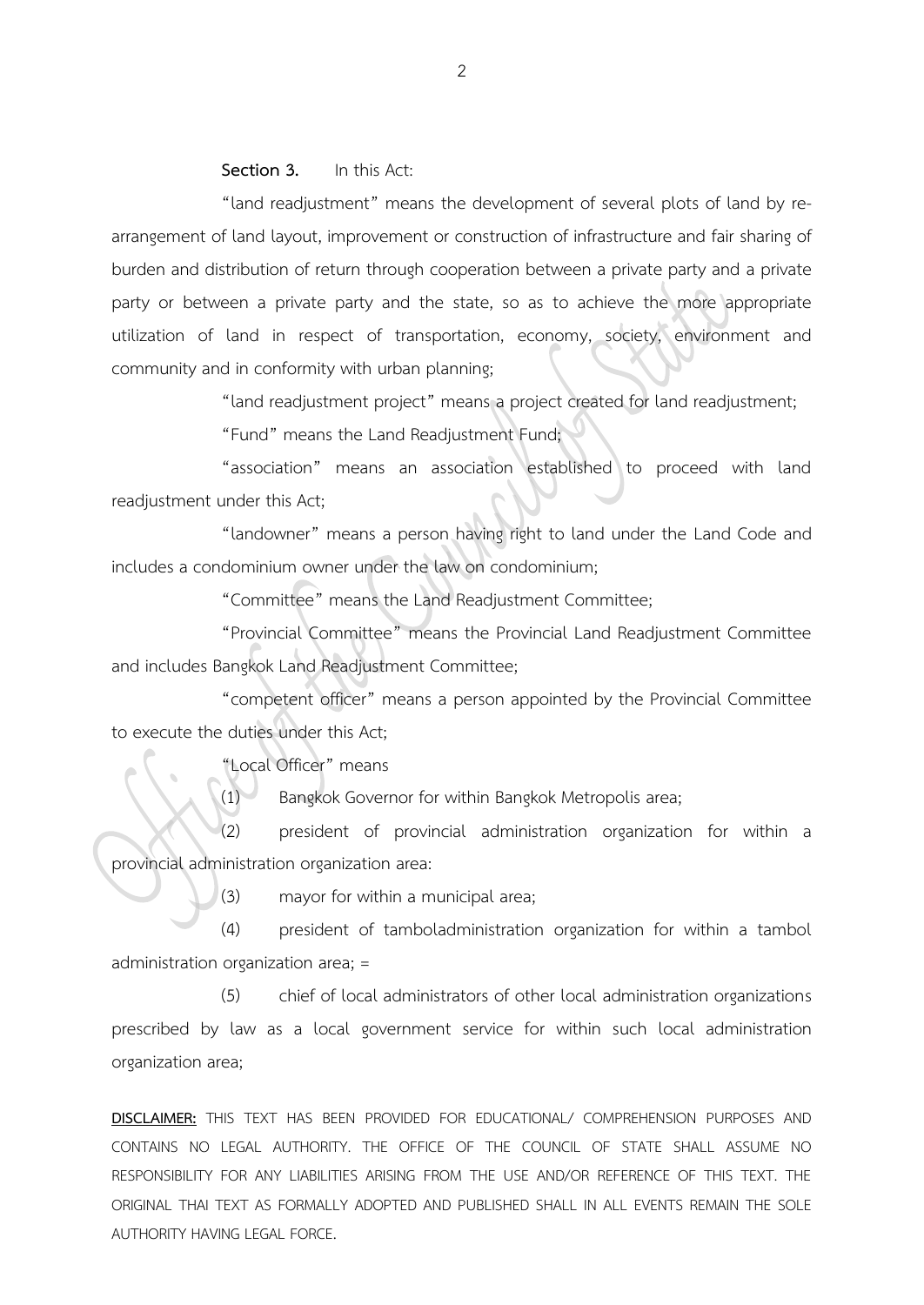**Section 3.** In this Act:

"land readjustment" means the development of several plots of land by re-arrangement of land layout, improvement or construction of infrastructure and fair sharing of burden and distribution of return through cooperation between a private party and a private party or between a private party and the state, so as to achieve the more appropriate utilization of land in respect of transportation, economy, society, environment and community and in conformity with urban planning;

"land readjustment project" means a project created for land readjustment;

"Fund" means the Land Readjustment Fund;

"association" means an association established to proceed with land readjustment under this Act;

"landowner" means a person having right to land under the Land Code and includes a condominium owner under the law on condominium;

"Committee" means the Land Readjustment Committee;

"Provincial Committee" means the Provincial Land Readjustment Committee and includes Bangkok Land Readjustment Committee;

"competent officer" means a person appointed by the Provincial Committee to execute the duties under this Act;

"Local Officer" means

(1) Bangkok Governor for within Bangkok Metropolis area;

(2) president of provincial administration organization for within a provincial administration organization area:

(3) mayor for within a municipal area;

(4) president of tamboladministration organization for within a tambol administration organization area; =

(5) chief of local administrators of other local administration organizations prescribed by law as a local government service for within such local administration organization area;

**DISCLAIMER:** THIS TEXT HAS BEEN PROVIDED FOR EDUCATIONAL/ COMPREHENSION PURPOSES AND CONTAINS NO LEGAL AUTHORITY. THE OFFICE OF THE COUNCIL OF STATE SHALL ASSUME NO RESPONSIBILITY FOR ANY LIABILITIES ARISING FROM THE USE AND/OR REFERENCE OF THIS TEXT. THE ORIGINAL THAI TEXT AS FORMALLY ADOPTED AND PUBLISHED SHALL IN ALL EVENTS REMAIN THE SOLE AUTHORITY HAVING LEGAL FORCE.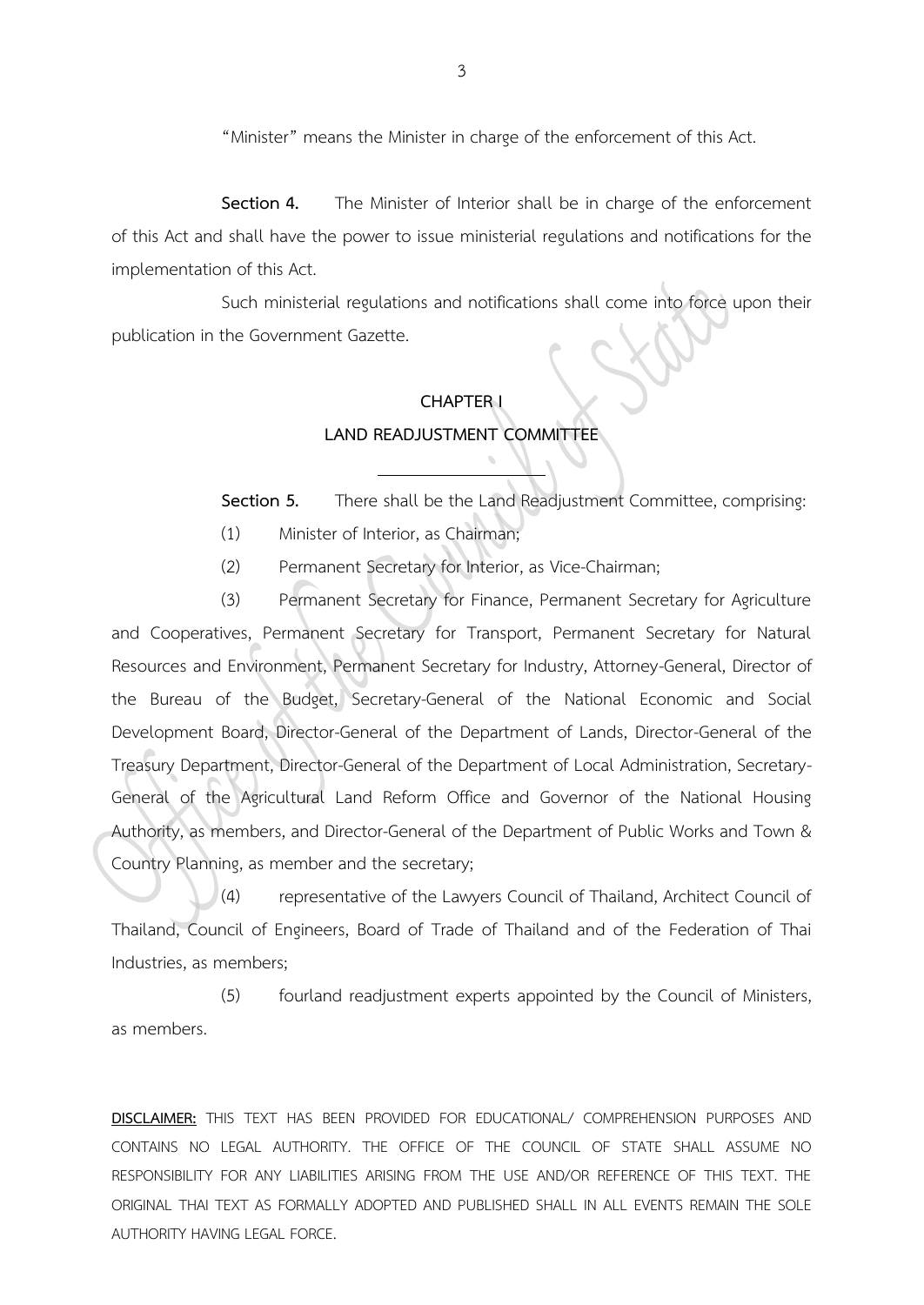"Minister" means the Minister in charge of the enforcement of this Act.

**Section 4.** The Minister of Interior shall be in charge of the enforcement of this Act and shall have the power to issue ministerial regulations and notifications for the implementation of this Act.

Such ministerial regulations and notifications shall come into force upon their publication in the Government Gazette.

## CHAPTER I
## LAND READJUSTMENT COMMITTEE

**Section 5.** There shall be the Land Readjustment Committee, comprising:

(1) Minister of Interior, as Chairman;

(2) Permanent Secretary for Interior, as Vice-Chairman;

(3) Permanent Secretary for Finance, Permanent Secretary for Agriculture and Cooperatives, Permanent Secretary for Transport, Permanent Secretary for Natural Resources and Environment, Permanent Secretary for Industry, Attorney-General, Director of the Bureau of the Budget, Secretary-General of the National Economic and Social Development Board, Director-General of the Department of Lands, Director-General of the Treasury Department, Director-General of the Department of Local Administration, Secretary-General of the Agricultural Land Reform Office and Governor of the National Housing Authority, as members, and Director-General of the Department of Public Works and Town & Country Planning, as member and the secretary;

(4) representative of the Lawyers Council of Thailand, Architect Council of Thailand, Council of Engineers, Board of Trade of Thailand and of the Federation of Thai Industries, as members;

(5) fourland readjustment experts appointed by the Council of Ministers, as members.

**DISCLAIMER:** THIS TEXT HAS BEEN PROVIDED FOR EDUCATIONAL/ COMPREHENSION PURPOSES AND CONTAINS NO LEGAL AUTHORITY. THE OFFICE OF THE COUNCIL OF STATE SHALL ASSUME NO RESPONSIBILITY FOR ANY LIABILITIES ARISING FROM THE USE AND/OR REFERENCE OF THIS TEXT. THE ORIGINAL THAI TEXT AS FORMALLY ADOPTED AND PUBLISHED SHALL IN ALL EVENTS REMAIN THE SOLE AUTHORITY HAVING LEGAL FORCE.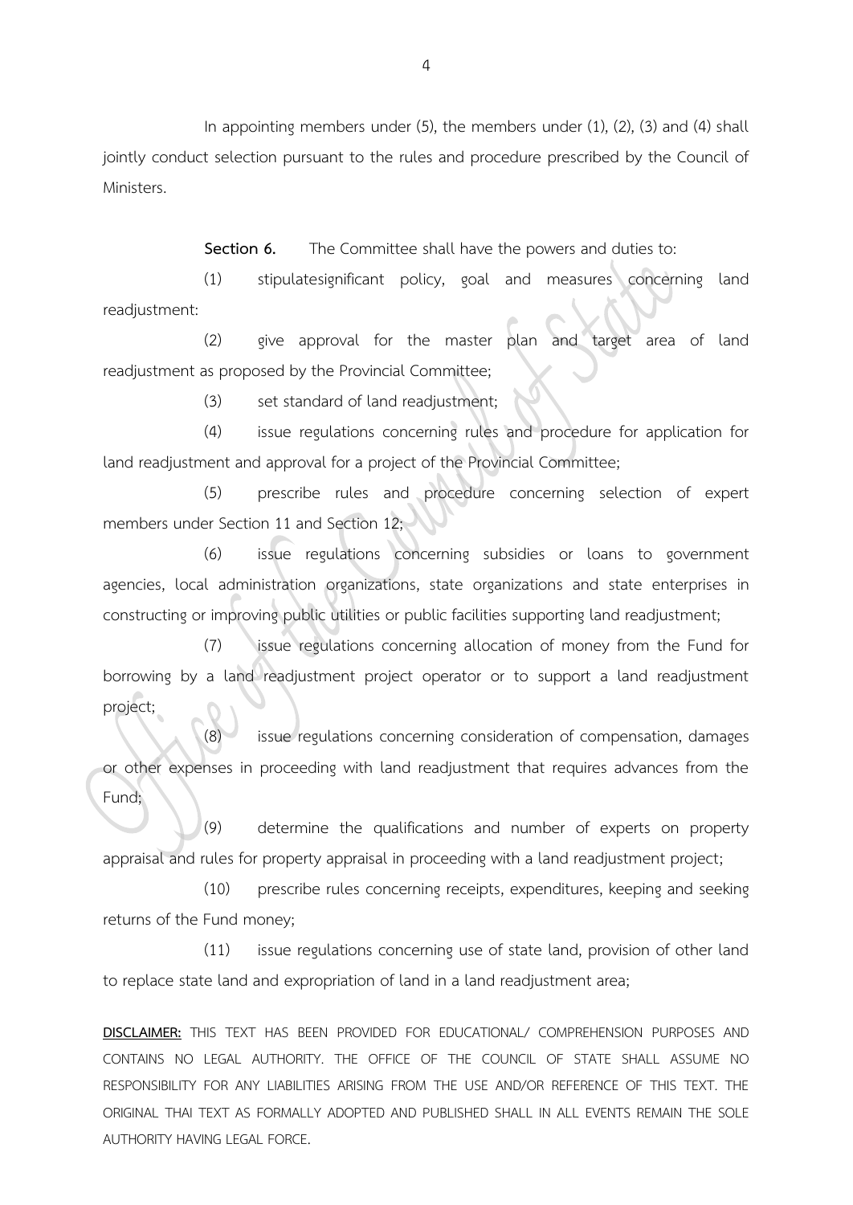In appointing members under (5), the members under (1), (2), (3) and (4) shall jointly conduct selection pursuant to the rules and procedure prescribed by the Council of Ministers.

**Section 6.** The Committee shall have the powers and duties to:

(1) stipulatesignificant policy, goal and measures concerning land readjustment:

(2) give approval for the master plan and target area of land readjustment as proposed by the Provincial Committee;

(3) set standard of land readjustment;

(4) issue regulations concerning rules and procedure for application for land readjustment and approval for a project of the Provincial Committee;

(5) prescribe rules and procedure concerning selection of expert members under Section 11 and Section 12;

(6) issue regulations concerning subsidies or loans to government agencies, local administration organizations, state organizations and state enterprises in constructing or improving public utilities or public facilities supporting land readjustment;

(7) issue regulations concerning allocation of money from the Fund for borrowing by a land readjustment project operator or to support a land readjustment project;

(8) issue regulations concerning consideration of compensation, damages or other expenses in proceeding with land readjustment that requires advances from the Fund;

(9) determine the qualifications and number of experts on property appraisal and rules for property appraisal in proceeding with a land readjustment project;

(10) prescribe rules concerning receipts, expenditures, keeping and seeking returns of the Fund money;

(11) issue regulations concerning use of state land, provision of other land to replace state land and expropriation of land in a land readjustment area;

**DISCLAIMER:** THIS TEXT HAS BEEN PROVIDED FOR EDUCATIONAL/ COMPREHENSION PURPOSES AND CONTAINS NO LEGAL AUTHORITY. THE OFFICE OF THE COUNCIL OF STATE SHALL ASSUME NO RESPONSIBILITY FOR ANY LIABILITIES ARISING FROM THE USE AND/OR REFERENCE OF THIS TEXT. THE ORIGINAL THAI TEXT AS FORMALLY ADOPTED AND PUBLISHED SHALL IN ALL EVENTS REMAIN THE SOLE AUTHORITY HAVING LEGAL FORCE.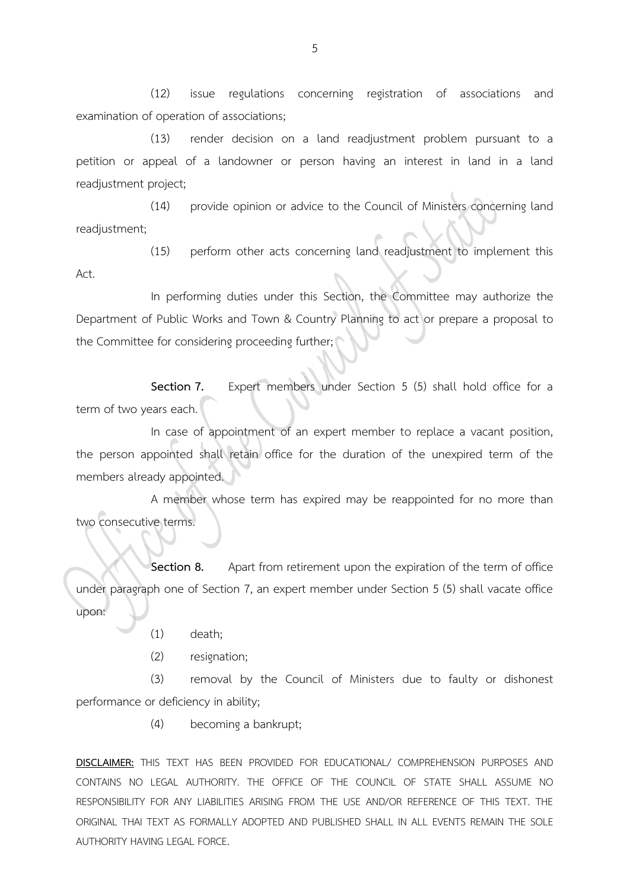(12) issue regulations concerning registration of associations and examination of operation of associations;

(13) render decision on a land readjustment problem pursuant to a petition or appeal of a landowner or person having an interest in land in a land readjustment project;

(14) provide opinion or advice to the Council of Ministers concerning land readjustment;

(15) perform other acts concerning land readjustment to implement this Act.

In performing duties under this Section, the Committee may authorize the Department of Public Works and Town & Country Planning to act or prepare a proposal to the Committee for considering proceeding further;

**Section 7.** Expert members under Section 5 (5) shall hold office for a term of two years each.

In case of appointment of an expert member to replace a vacant position, the person appointed shall retain office for the duration of the unexpired term of the members already appointed.

A member whose term has expired may be reappointed for no more than two consecutive terms.

**Section 8.** Apart from retirement upon the expiration of the term of office under paragraph one of Section 7, an expert member under Section 5 (5) shall vacate office upon:

(1) death;

(2) resignation;

(3) removal by the Council of Ministers due to faulty or dishonest performance or deficiency in ability;

(4) becoming a bankrupt;

**DISCLAIMER:** THIS TEXT HAS BEEN PROVIDED FOR EDUCATIONAL/ COMPREHENSION PURPOSES AND CONTAINS NO LEGAL AUTHORITY. THE OFFICE OF THE COUNCIL OF STATE SHALL ASSUME NO RESPONSIBILITY FOR ANY LIABILITIES ARISING FROM THE USE AND/OR REFERENCE OF THIS TEXT. THE ORIGINAL THAI TEXT AS FORMALLY ADOPTED AND PUBLISHED SHALL IN ALL EVENTS REMAIN THE SOLE AUTHORITY HAVING LEGAL FORCE.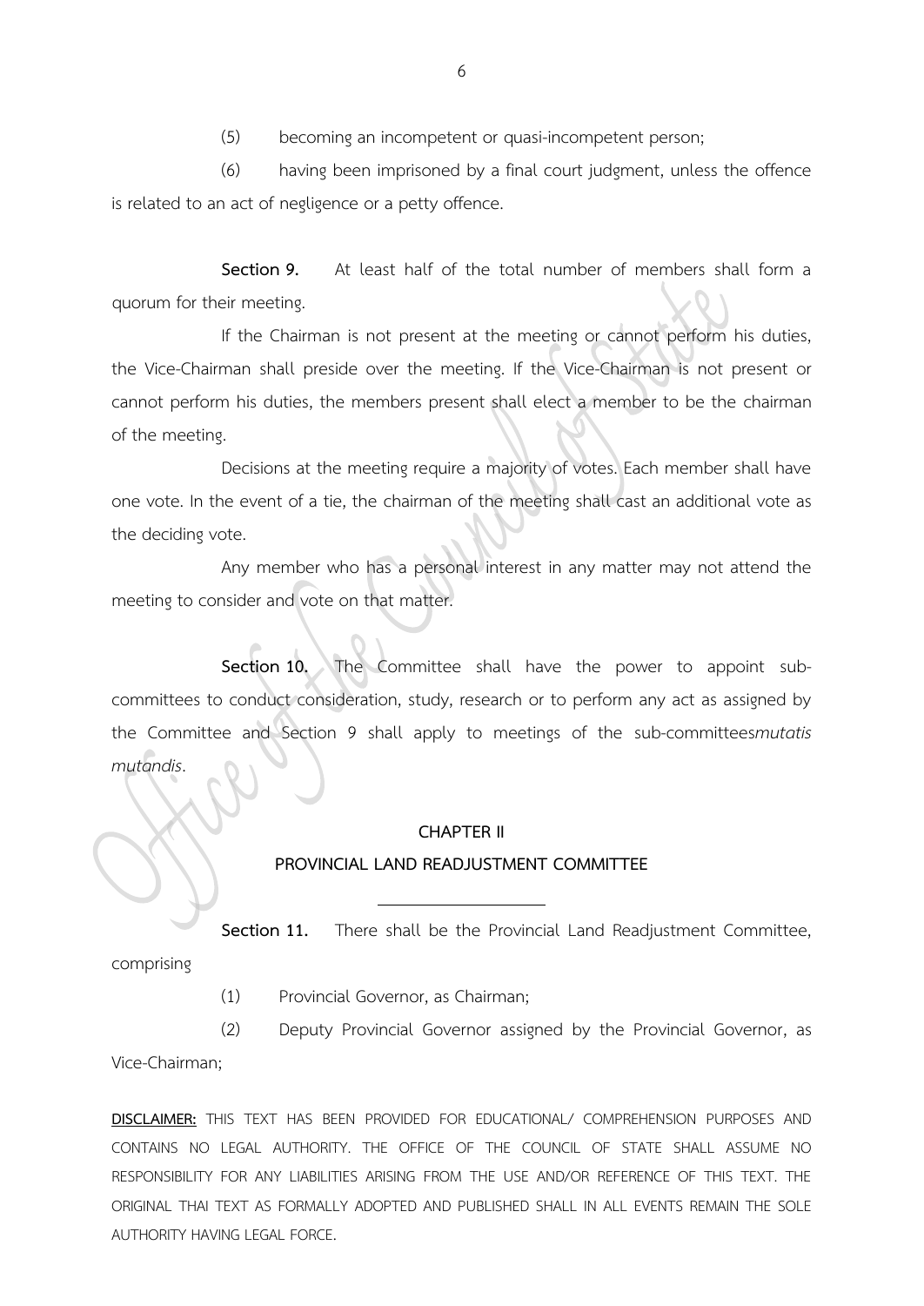(5) becoming an incompetent or quasi-incompetent person;

(6) having been imprisoned by a final court judgment, unless the offence is related to an act of negligence or a petty offence.

**Section 9.** At least half of the total number of members shall form a quorum for their meeting.

If the Chairman is not present at the meeting or cannot perform his duties, the Vice-Chairman shall preside over the meeting. If the Vice-Chairman is not present or cannot perform his duties, the members present shall elect a member to be the chairman of the meeting.

Decisions at the meeting require a majority of votes. Each member shall have one vote. In the event of a tie, the chairman of the meeting shall cast an additional vote as the deciding vote.

Any member who has a personal interest in any matter may not attend the meeting to consider and vote on that matter.

**Section 10.** The Committee shall have the power to appoint sub-committees to conduct consideration, study, research or to perform any act as assigned by the Committee and Section 9 shall apply to meetings of the sub-committees*mutatis mutandis*.

## CHAPTER II
## PROVINCIAL LAND READJUSTMENT COMMITTEE

---

**Section 11.** There shall be the Provincial Land Readjustment Committee, comprising

(1) Provincial Governor, as Chairman;

(2) Deputy Provincial Governor assigned by the Provincial Governor, as Vice-Chairman;

**DISCLAIMER:** THIS TEXT HAS BEEN PROVIDED FOR EDUCATIONAL/ COMPREHENSION PURPOSES AND CONTAINS NO LEGAL AUTHORITY. THE OFFICE OF THE COUNCIL OF STATE SHALL ASSUME NO RESPONSIBILITY FOR ANY LIABILITIES ARISING FROM THE USE AND/OR REFERENCE OF THIS TEXT. THE ORIGINAL THAI TEXT AS FORMALLY ADOPTED AND PUBLISHED SHALL IN ALL EVENTS REMAIN THE SOLE AUTHORITY HAVING LEGAL FORCE.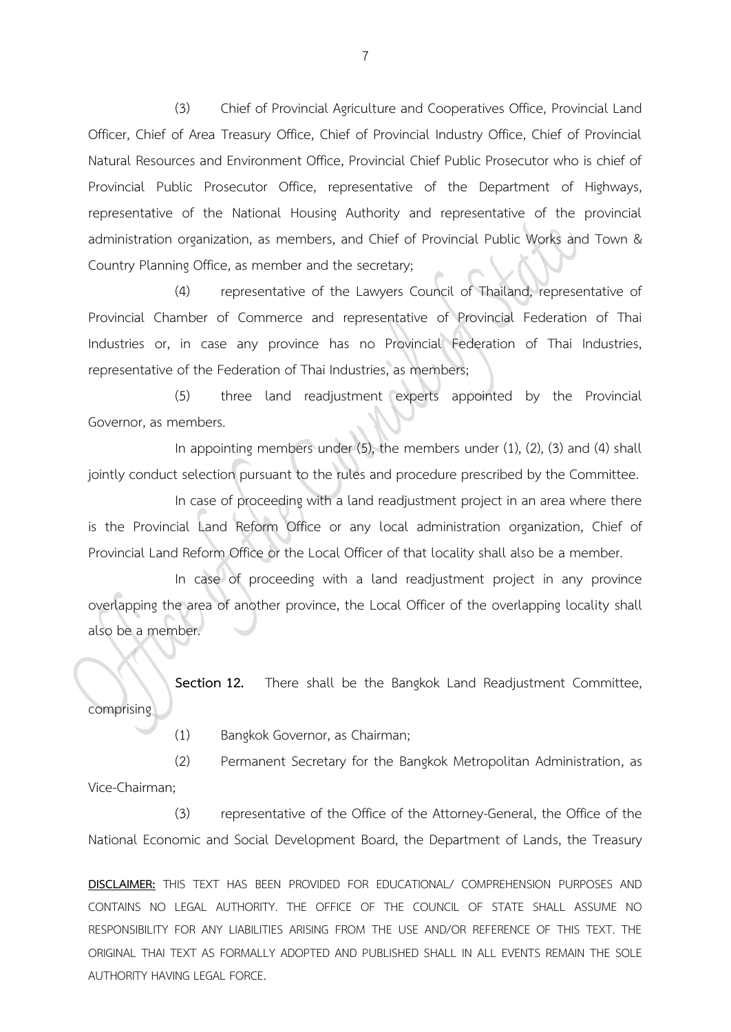(3) Chief of Provincial Agriculture and Cooperatives Office, Provincial Land Officer, Chief of Area Treasury Office, Chief of Provincial Industry Office, Chief of Provincial Natural Resources and Environment Office, Provincial Chief Public Prosecutor who is chief of Provincial Public Prosecutor Office, representative of the Department of Highways, representative of the National Housing Authority and representative of the provincial administration organization, as members, and Chief of Provincial Public Works and Town & Country Planning Office, as member and the secretary;

(4) representative of the Lawyers Council of Thailand, representative of Provincial Chamber of Commerce and representative of Provincial Federation of Thai Industries or, in case any province has no Provincial Federation of Thai Industries, representative of the Federation of Thai Industries, as members;

(5) three land readjustment experts appointed by the Provincial Governor, as members.

In appointing members under (5), the members under (1), (2), (3) and (4) shall jointly conduct selection pursuant to the rules and procedure prescribed by the Committee.

In case of proceeding with a land readjustment project in an area where there is the Provincial Land Reform Office or any local administration organization, Chief of Provincial Land Reform Office or the Local Officer of that locality shall also be a member.

In case of proceeding with a land readjustment project in any province overlapping the area of another province, the Local Officer of the overlapping locality shall also be a member.

**Section 12.** There shall be the Bangkok Land Readjustment Committee, comprising

(1) Bangkok Governor, as Chairman;

(2) Permanent Secretary for the Bangkok Metropolitan Administration, as Vice-Chairman;

(3) representative of the Office of the Attorney-General, the Office of the National Economic and Social Development Board, the Department of Lands, the Treasury

**DISCLAIMER:** THIS TEXT HAS BEEN PROVIDED FOR EDUCATIONAL/ COMPREHENSION PURPOSES AND CONTAINS NO LEGAL AUTHORITY. THE OFFICE OF THE COUNCIL OF STATE SHALL ASSUME NO RESPONSIBILITY FOR ANY LIABILITIES ARISING FROM THE USE AND/OR REFERENCE OF THIS TEXT. THE ORIGINAL THAI TEXT AS FORMALLY ADOPTED AND PUBLISHED SHALL IN ALL EVENTS REMAIN THE SOLE AUTHORITY HAVING LEGAL FORCE.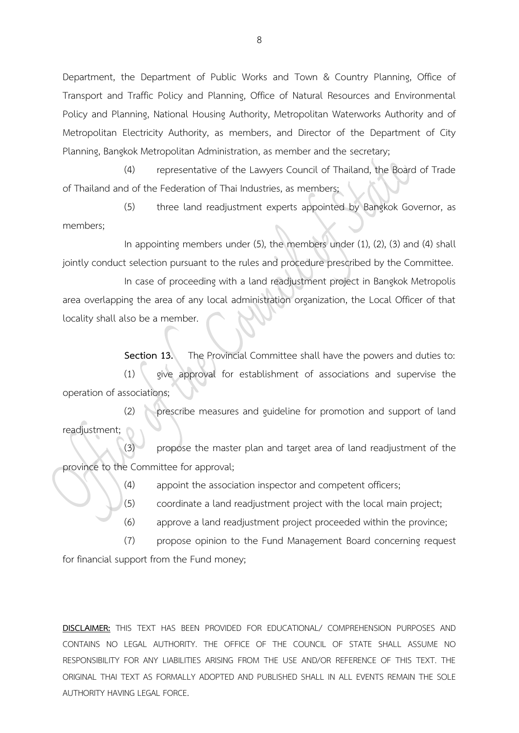Department, the Department of Public Works and Town & Country Planning, Office of Transport and Traffic Policy and Planning, Office of Natural Resources and Environmental Policy and Planning, National Housing Authority, Metropolitan Waterworks Authority and of Metropolitan Electricity Authority, as members, and Director of the Department of City Planning, Bangkok Metropolitan Administration, as member and the secretary;

(4) representative of the Lawyers Council of Thailand, the Board of Trade of Thailand and of the Federation of Thai Industries, as members;

(5) three land readjustment experts appointed by Bangkok Governor, as members;

In appointing members under (5), the members under (1), (2), (3) and (4) shall jointly conduct selection pursuant to the rules and procedure prescribed by the Committee.

In case of proceeding with a land readjustment project in Bangkok Metropolis area overlapping the area of any local administration organization, the Local Officer of that locality shall also be a member.

**Section 13.** The Provincial Committee shall have the powers and duties to:

(1) give approval for establishment of associations and supervise the operation of associations;

(2) prescribe measures and guideline for promotion and support of land readjustment;

(3) propose the master plan and target area of land readjustment of the province to the Committee for approval;

(4) appoint the association inspector and competent officers;

(5) coordinate a land readjustment project with the local main project;

(6) approve a land readjustment project proceeded within the province;

(7) propose opinion to the Fund Management Board concerning request for financial support from the Fund money;

**DISCLAIMER:** THIS TEXT HAS BEEN PROVIDED FOR EDUCATIONAL/ COMPREHENSION PURPOSES AND CONTAINS NO LEGAL AUTHORITY. THE OFFICE OF THE COUNCIL OF STATE SHALL ASSUME NO RESPONSIBILITY FOR ANY LIABILITIES ARISING FROM THE USE AND/OR REFERENCE OF THIS TEXT. THE ORIGINAL THAI TEXT AS FORMALLY ADOPTED AND PUBLISHED SHALL IN ALL EVENTS REMAIN THE SOLE AUTHORITY HAVING LEGAL FORCE.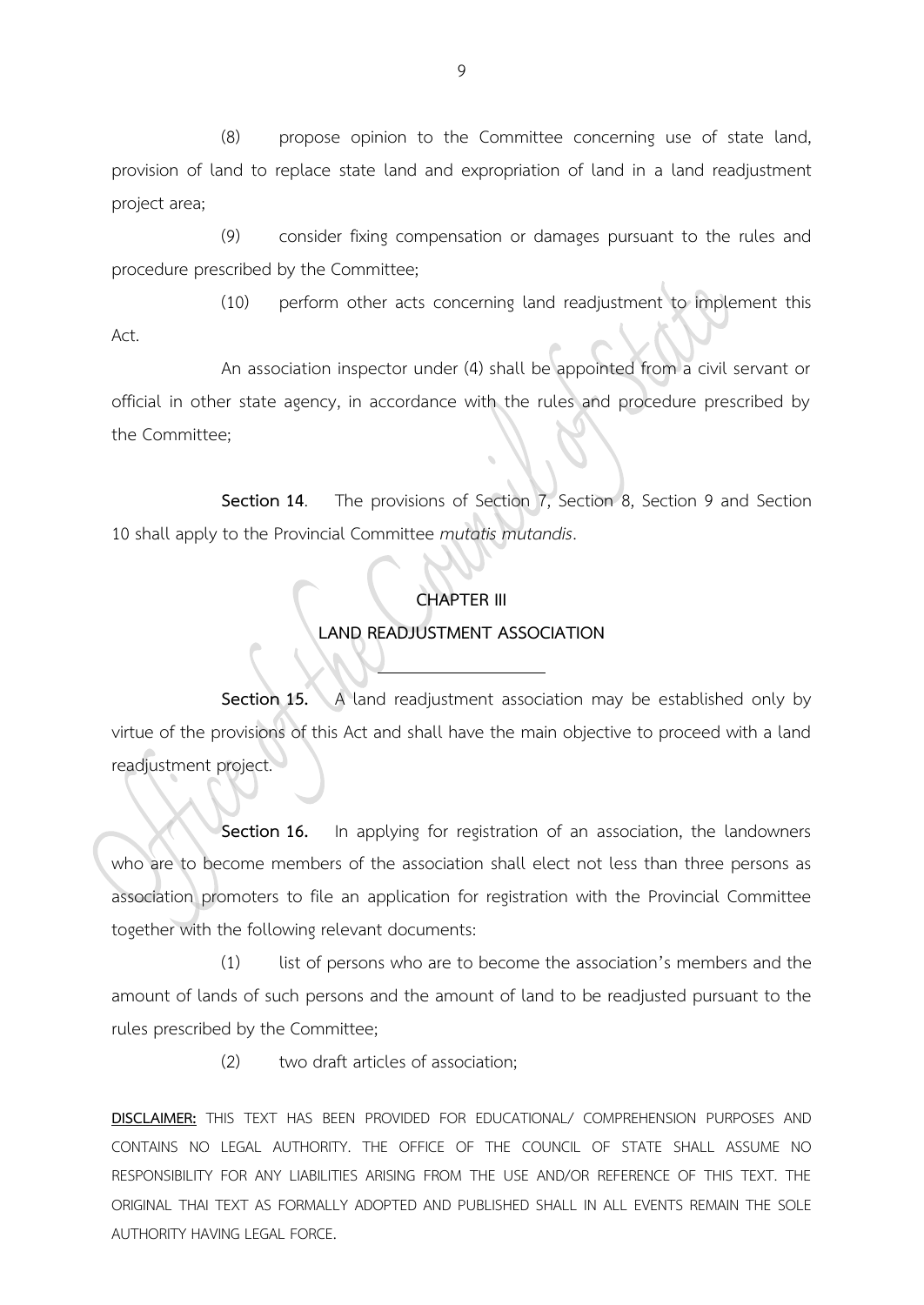(8) propose opinion to the Committee concerning use of state land, provision of land to replace state land and expropriation of land in a land readjustment project area;

(9) consider fixing compensation or damages pursuant to the rules and procedure prescribed by the Committee;

(10) perform other acts concerning land readjustment to implement this Act.

An association inspector under (4) shall be appointed from a civil servant or official in other state agency, in accordance with the rules and procedure prescribed by the Committee;

**Section 14**. The provisions of Section 7, Section 8, Section 9 and Section 10 shall apply to the Provincial Committee *mutatis mutandis*.

## CHAPTER III
## LAND READJUSTMENT ASSOCIATION

---

**Section 15.** A land readjustment association may be established only by virtue of the provisions of this Act and shall have the main objective to proceed with a land readjustment project.

**Section 16.** In applying for registration of an association, the landowners who are to become members of the association shall elect not less than three persons as association promoters to file an application for registration with the Provincial Committee together with the following relevant documents:

(1) list of persons who are to become the association's members and the amount of lands of such persons and the amount of land to be readjusted pursuant to the rules prescribed by the Committee;

(2) two draft articles of association;

**DISCLAIMER:** THIS TEXT HAS BEEN PROVIDED FOR EDUCATIONAL/ COMPREHENSION PURPOSES AND CONTAINS NO LEGAL AUTHORITY. THE OFFICE OF THE COUNCIL OF STATE SHALL ASSUME NO RESPONSIBILITY FOR ANY LIABILITIES ARISING FROM THE USE AND/OR REFERENCE OF THIS TEXT. THE ORIGINAL THAI TEXT AS FORMALLY ADOPTED AND PUBLISHED SHALL IN ALL EVENTS REMAIN THE SOLE AUTHORITY HAVING LEGAL FORCE.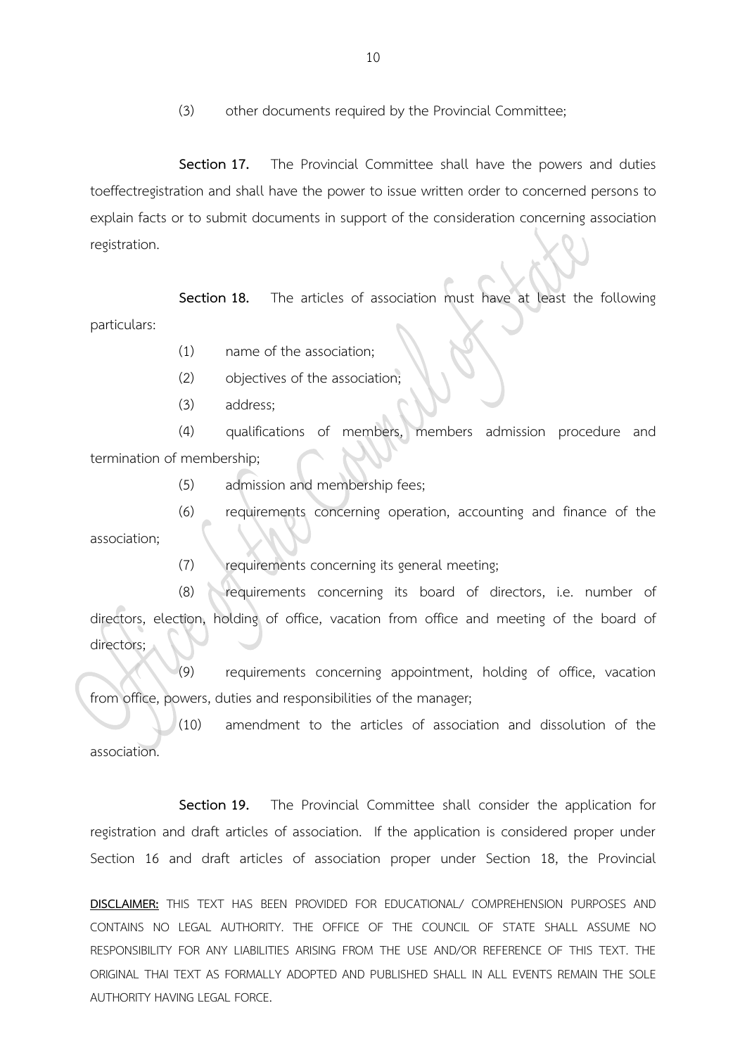(3) other documents required by the Provincial Committee;

**Section 17.** The Provincial Committee shall have the powers and duties toeffectregistration and shall have the power to issue written order to concerned persons to explain facts or to submit documents in support of the consideration concerning association registration.

**Section 18.** The articles of association must have at least the following particulars:

(1) name of the association;

(2) objectives of the association;

(3) address;

(4) qualifications of members, members admission procedure and termination of membership;

(5) admission and membership fees;

(6) requirements concerning operation, accounting and finance of the association;

(7) requirements concerning its general meeting;

(8) requirements concerning its board of directors, i.e. number of directors, election, holding of office, vacation from office and meeting of the board of directors;

(9) requirements concerning appointment, holding of office, vacation from office, powers, duties and responsibilities of the manager;

(10) amendment to the articles of association and dissolution of the association.

**Section 19.** The Provincial Committee shall consider the application for registration and draft articles of association. If the application is considered proper under Section 16 and draft articles of association proper under Section 18, the Provincial

**DISCLAIMER:** THIS TEXT HAS BEEN PROVIDED FOR EDUCATIONAL/ COMPREHENSION PURPOSES AND CONTAINS NO LEGAL AUTHORITY. THE OFFICE OF THE COUNCIL OF STATE SHALL ASSUME NO RESPONSIBILITY FOR ANY LIABILITIES ARISING FROM THE USE AND/OR REFERENCE OF THIS TEXT. THE ORIGINAL THAI TEXT AS FORMALLY ADOPTED AND PUBLISHED SHALL IN ALL EVENTS REMAIN THE SOLE AUTHORITY HAVING LEGAL FORCE.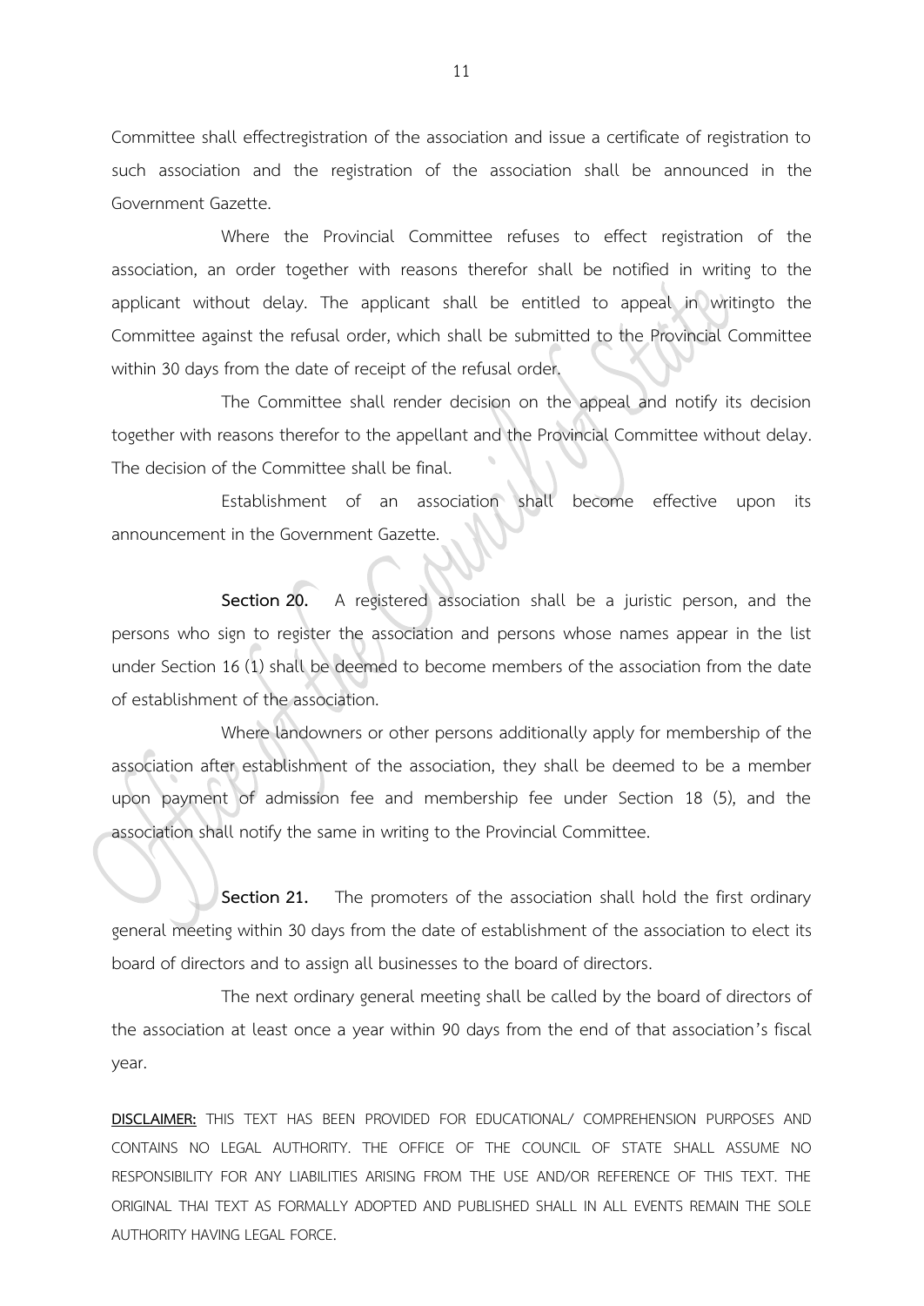Committee shall effectregistration of the association and issue a certificate of registration to such association and the registration of the association shall be announced in the Government Gazette.

Where the Provincial Committee refuses to effect registration of the association, an order together with reasons therefor shall be notified in writing to the applicant without delay. The applicant shall be entitled to appeal in writingto the Committee against the refusal order, which shall be submitted to the Provincial Committee within 30 days from the date of receipt of the refusal order.

The Committee shall render decision on the appeal and notify its decision together with reasons therefor to the appellant and the Provincial Committee without delay. The decision of the Committee shall be final.

Establishment of an association shall become effective upon its announcement in the Government Gazette.

**Section 20.** A registered association shall be a juristic person, and the persons who sign to register the association and persons whose names appear in the list under Section 16 (1) shall be deemed to become members of the association from the date of establishment of the association.

Where landowners or other persons additionally apply for membership of the association after establishment of the association, they shall be deemed to be a member upon payment of admission fee and membership fee under Section 18 (5), and the association shall notify the same in writing to the Provincial Committee.

**Section 21.** The promoters of the association shall hold the first ordinary general meeting within 30 days from the date of establishment of the association to elect its board of directors and to assign all businesses to the board of directors.

The next ordinary general meeting shall be called by the board of directors of the association at least once a year within 90 days from the end of that association's fiscal year.

**DISCLAIMER:** THIS TEXT HAS BEEN PROVIDED FOR EDUCATIONAL/ COMPREHENSION PURPOSES AND CONTAINS NO LEGAL AUTHORITY. THE OFFICE OF THE COUNCIL OF STATE SHALL ASSUME NO RESPONSIBILITY FOR ANY LIABILITIES ARISING FROM THE USE AND/OR REFERENCE OF THIS TEXT. THE ORIGINAL THAI TEXT AS FORMALLY ADOPTED AND PUBLISHED SHALL IN ALL EVENTS REMAIN THE SOLE AUTHORITY HAVING LEGAL FORCE.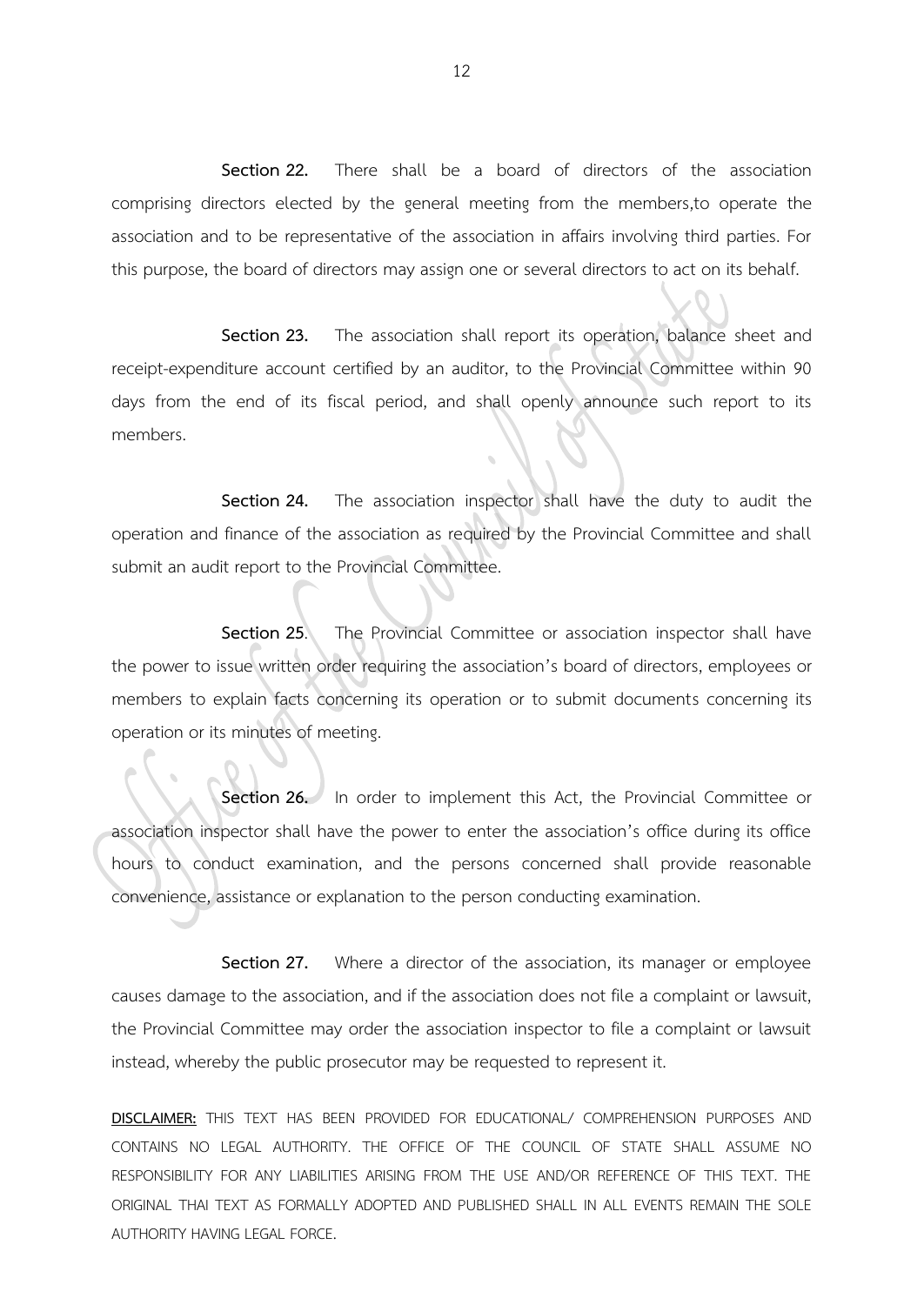**Section 22.** There shall be a board of directors of the association comprising directors elected by the general meeting from the members,to operate the association and to be representative of the association in affairs involving third parties. For this purpose, the board of directors may assign one or several directors to act on its behalf.

**Section 23.** The association shall report its operation, balance sheet and receipt-expenditure account certified by an auditor, to the Provincial Committee within 90 days from the end of its fiscal period, and shall openly announce such report to its members.

**Section 24.** The association inspector shall have the duty to audit the operation and finance of the association as required by the Provincial Committee and shall submit an audit report to the Provincial Committee.

**Section 25**. The Provincial Committee or association inspector shall have the power to issue written order requiring the association's board of directors, employees or members to explain facts concerning its operation or to submit documents concerning its operation or its minutes of meeting.

**Section 26.** In order to implement this Act, the Provincial Committee or association inspector shall have the power to enter the association's office during its office hours to conduct examination, and the persons concerned shall provide reasonable convenience, assistance or explanation to the person conducting examination.

**Section 27.** Where a director of the association, its manager or employee causes damage to the association, and if the association does not file a complaint or lawsuit, the Provincial Committee may order the association inspector to file a complaint or lawsuit instead, whereby the public prosecutor may be requested to represent it.

**DISCLAIMER:** THIS TEXT HAS BEEN PROVIDED FOR EDUCATIONAL/ COMPREHENSION PURPOSES AND CONTAINS NO LEGAL AUTHORITY. THE OFFICE OF THE COUNCIL OF STATE SHALL ASSUME NO RESPONSIBILITY FOR ANY LIABILITIES ARISING FROM THE USE AND/OR REFERENCE OF THIS TEXT. THE ORIGINAL THAI TEXT AS FORMALLY ADOPTED AND PUBLISHED SHALL IN ALL EVENTS REMAIN THE SOLE AUTHORITY HAVING LEGAL FORCE.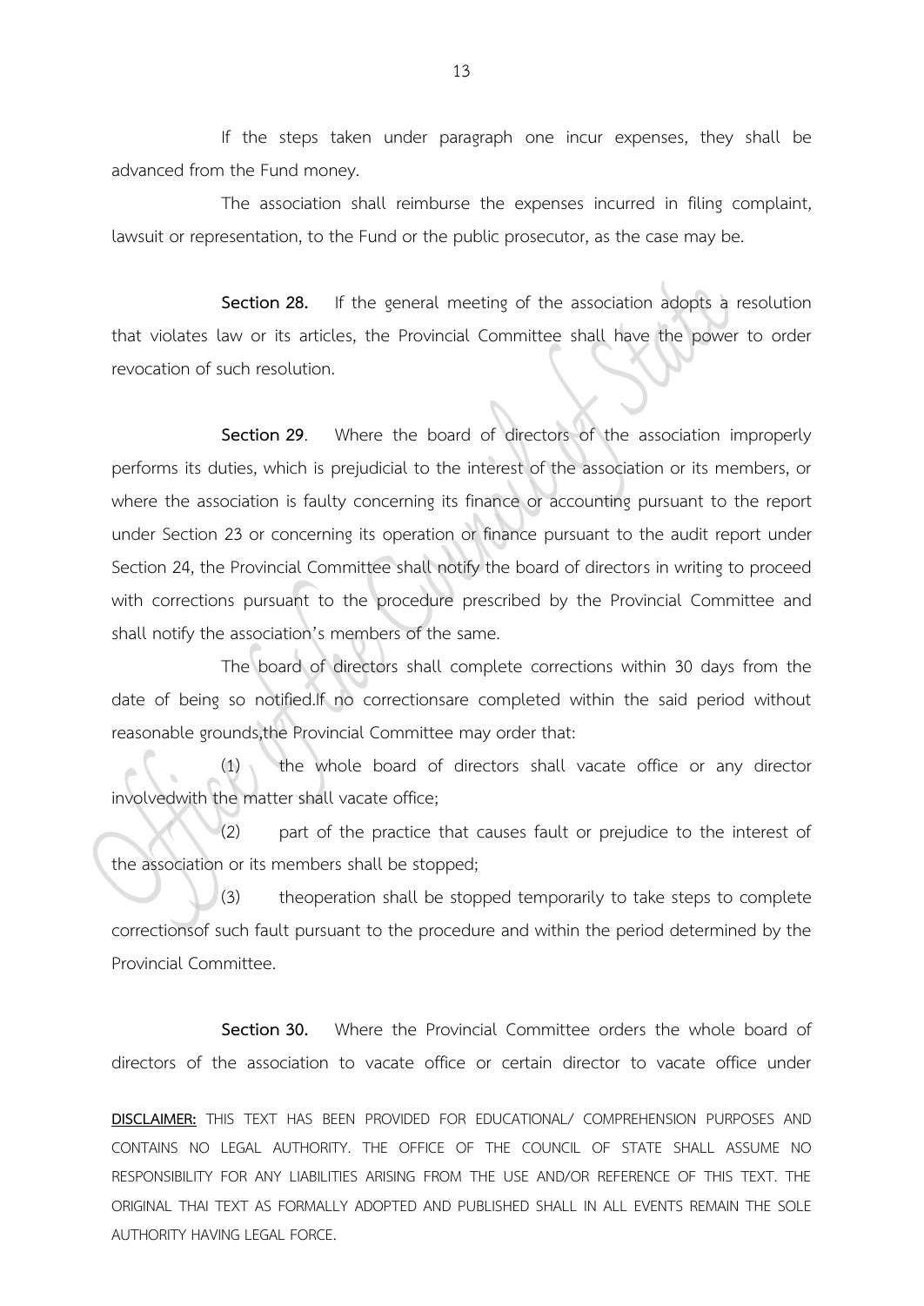If the steps taken under paragraph one incur expenses, they shall be advanced from the Fund money.

The association shall reimburse the expenses incurred in filing complaint, lawsuit or representation, to the Fund or the public prosecutor, as the case may be.

**Section 28.** If the general meeting of the association adopts a resolution that violates law or its articles, the Provincial Committee shall have the power to order revocation of such resolution.

**Section 29**. Where the board of directors of the association improperly performs its duties, which is prejudicial to the interest of the association or its members, or where the association is faulty concerning its finance or accounting pursuant to the report under Section 23 or concerning its operation or finance pursuant to the audit report under Section 24, the Provincial Committee shall notify the board of directors in writing to proceed with corrections pursuant to the procedure prescribed by the Provincial Committee and shall notify the association's members of the same.

The board of directors shall complete corrections within 30 days from the date of being so notified.If no correctionsare completed within the said period without reasonable grounds,the Provincial Committee may order that:

(1) the whole board of directors shall vacate office or any director involvedwith the matter shall vacate office;

(2) part of the practice that causes fault or prejudice to the interest of the association or its members shall be stopped;

(3) theoperation shall be stopped temporarily to take steps to complete correctionsof such fault pursuant to the procedure and within the period determined by the Provincial Committee.

**Section 30.** Where the Provincial Committee orders the whole board of directors of the association to vacate office or certain director to vacate office under

**DISCLAIMER:** THIS TEXT HAS BEEN PROVIDED FOR EDUCATIONAL/ COMPREHENSION PURPOSES AND CONTAINS NO LEGAL AUTHORITY. THE OFFICE OF THE COUNCIL OF STATE SHALL ASSUME NO RESPONSIBILITY FOR ANY LIABILITIES ARISING FROM THE USE AND/OR REFERENCE OF THIS TEXT. THE ORIGINAL THAI TEXT AS FORMALLY ADOPTED AND PUBLISHED SHALL IN ALL EVENTS REMAIN THE SOLE AUTHORITY HAVING LEGAL FORCE.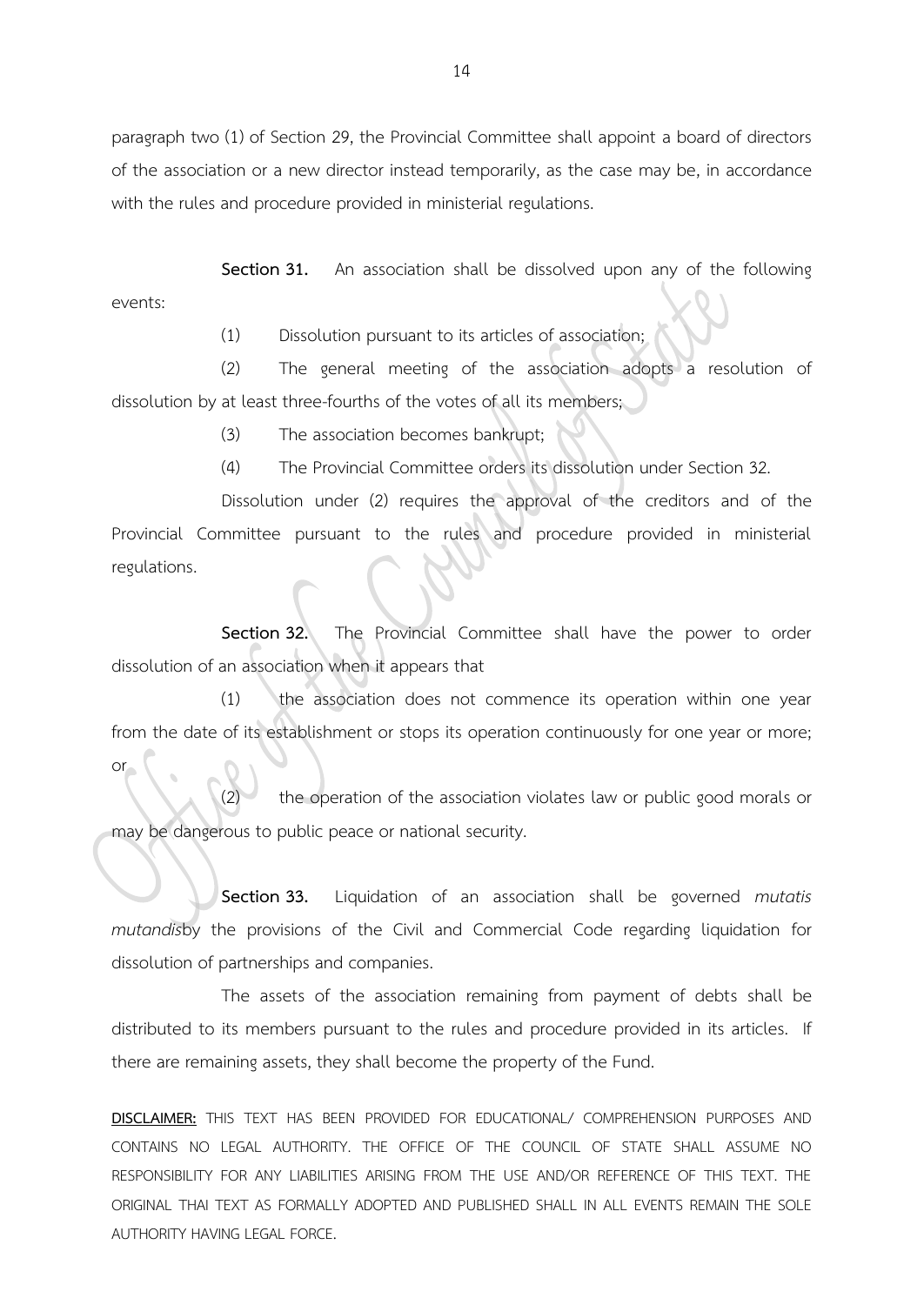paragraph two (1) of Section 29, the Provincial Committee shall appoint a board of directors of the association or a new director instead temporarily, as the case may be, in accordance with the rules and procedure provided in ministerial regulations.

**Section 31.** An association shall be dissolved upon any of the following events:

(1) Dissolution pursuant to its articles of association;

(2) The general meeting of the association adopts a resolution of dissolution by at least three-fourths of the votes of all its members;

(3) The association becomes bankrupt;

(4) The Provincial Committee orders its dissolution under Section 32.

Dissolution under (2) requires the approval of the creditors and of the Provincial Committee pursuant to the rules and procedure provided in ministerial regulations.

**Section 32.** The Provincial Committee shall have the power to order dissolution of an association when it appears that

(1) the association does not commence its operation within one year from the date of its establishment or stops its operation continuously for one year or more; or

(2) the operation of the association violates law or public good morals or may be dangerous to public peace or national security.

**Section 33.** Liquidation of an association shall be governed *mutatis mutandis*by the provisions of the Civil and Commercial Code regarding liquidation for dissolution of partnerships and companies.

The assets of the association remaining from payment of debts shall be distributed to its members pursuant to the rules and procedure provided in its articles. If there are remaining assets, they shall become the property of the Fund.

**DISCLAIMER:** THIS TEXT HAS BEEN PROVIDED FOR EDUCATIONAL/ COMPREHENSION PURPOSES AND CONTAINS NO LEGAL AUTHORITY. THE OFFICE OF THE COUNCIL OF STATE SHALL ASSUME NO RESPONSIBILITY FOR ANY LIABILITIES ARISING FROM THE USE AND/OR REFERENCE OF THIS TEXT. THE ORIGINAL THAI TEXT AS FORMALLY ADOPTED AND PUBLISHED SHALL IN ALL EVENTS REMAIN THE SOLE AUTHORITY HAVING LEGAL FORCE.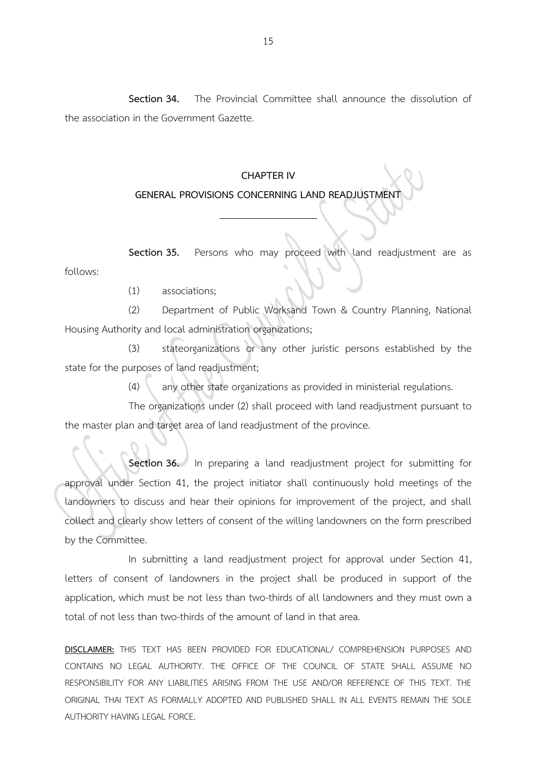**Section 34.** The Provincial Committee shall announce the dissolution of the association in the Government Gazette.

## CHAPTER IV
## GENERAL PROVISIONS CONCERNING LAND READJUSTMENT

---

**Section 35.** Persons who may proceed with land readjustment are as follows:

(1) associations;

(2) Department of Public Worksand Town & Country Planning, National Housing Authority and local administration organizations;

(3) stateorganizations or any other juristic persons established by the state for the purposes of land readjustment;

(4) any other state organizations as provided in ministerial regulations.

The organizations under (2) shall proceed with land readjustment pursuant to the master plan and target area of land readjustment of the province.

**Section 36.** In preparing a land readjustment project for submitting for approval under Section 41, the project initiator shall continuously hold meetings of the landowners to discuss and hear their opinions for improvement of the project, and shall collect and clearly show letters of consent of the willing landowners on the form prescribed by the Committee.

In submitting a land readjustment project for approval under Section 41, letters of consent of landowners in the project shall be produced in support of the application, which must be not less than two-thirds of all landowners and they must own a total of not less than two-thirds of the amount of land in that area.

**DISCLAIMER:** THIS TEXT HAS BEEN PROVIDED FOR EDUCATIONAL/ COMPREHENSION PURPOSES AND CONTAINS NO LEGAL AUTHORITY. THE OFFICE OF THE COUNCIL OF STATE SHALL ASSUME NO RESPONSIBILITY FOR ANY LIABILITIES ARISING FROM THE USE AND/OR REFERENCE OF THIS TEXT. THE ORIGINAL THAI TEXT AS FORMALLY ADOPTED AND PUBLISHED SHALL IN ALL EVENTS REMAIN THE SOLE AUTHORITY HAVING LEGAL FORCE.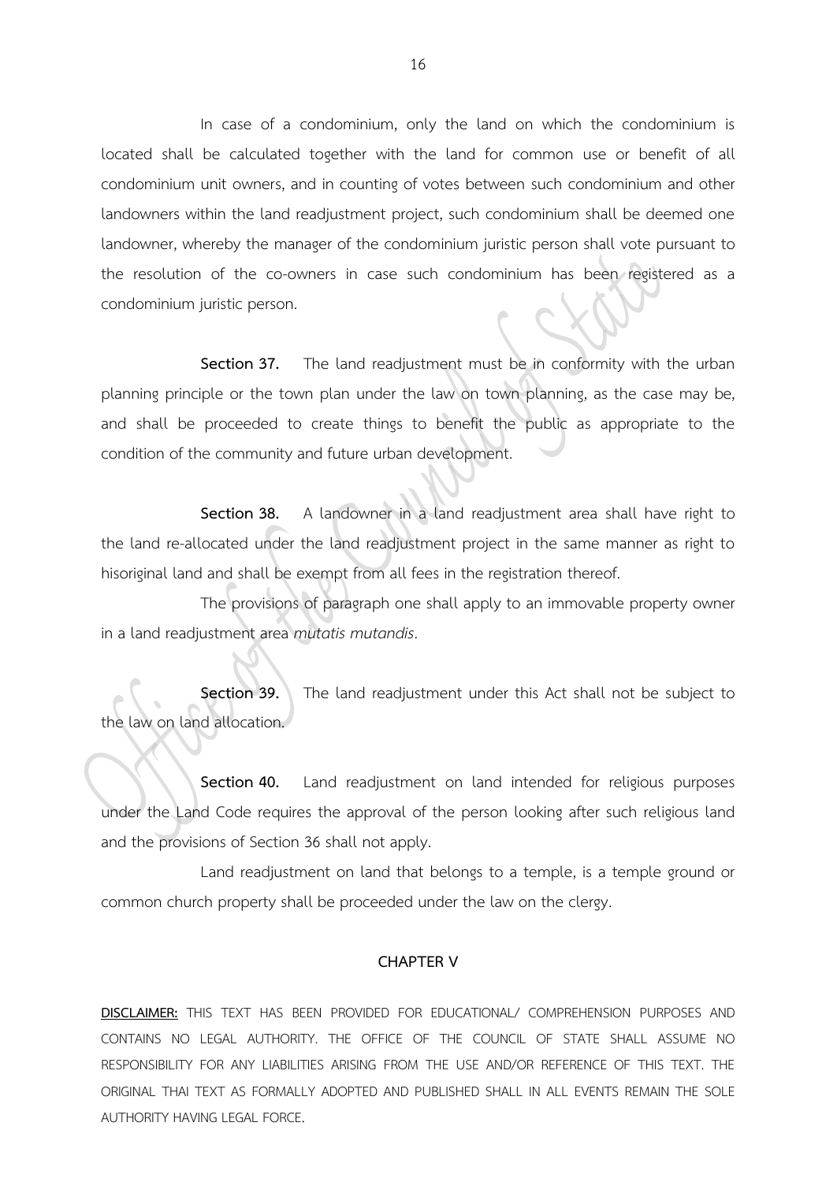In case of a condominium, only the land on which the condominium is located shall be calculated together with the land for common use or benefit of all condominium unit owners, and in counting of votes between such condominium and other landowners within the land readjustment project, such condominium shall be deemed one landowner, whereby the manager of the condominium juristic person shall vote pursuant to the resolution of the co-owners in case such condominium has been registered as a condominium juristic person.

**Section 37.** The land readjustment must be in conformity with the urban planning principle or the town plan under the law on town planning, as the case may be, and shall be proceeded to create things to benefit the public as appropriate to the condition of the community and future urban development.

**Section 38.** A landowner in a land readjustment area shall have right to the land re-allocated under the land readjustment project in the same manner as right to hisoriginal land and shall be exempt from all fees in the registration thereof.

The provisions of paragraph one shall apply to an immovable property owner in a land readjustment area *mutatis mutandis*.

**Section 39.** The land readjustment under this Act shall not be subject to the law on land allocation.

**Section 40.** Land readjustment on land intended for religious purposes under the Land Code requires the approval of the person looking after such religious land and the provisions of Section 36 shall not apply.

Land readjustment on land that belongs to a temple, is a temple ground or common church property shall be proceeded under the law on the clergy.

## CHAPTER V

**DISCLAIMER:** THIS TEXT HAS BEEN PROVIDED FOR EDUCATIONAL/ COMPREHENSION PURPOSES AND CONTAINS NO LEGAL AUTHORITY. THE OFFICE OF THE COUNCIL OF STATE SHALL ASSUME NO RESPONSIBILITY FOR ANY LIABILITIES ARISING FROM THE USE AND/OR REFERENCE OF THIS TEXT. THE ORIGINAL THAI TEXT AS FORMALLY ADOPTED AND PUBLISHED SHALL IN ALL EVENTS REMAIN THE SOLE AUTHORITY HAVING LEGAL FORCE.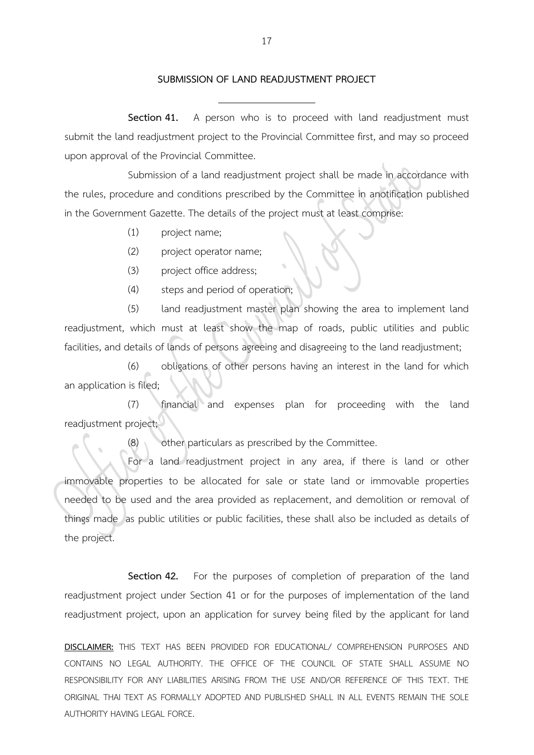## SUBMISSION OF LAND READJUSTMENT PROJECT

**Section 41.** A person who is to proceed with land readjustment must submit the land readjustment project to the Provincial Committee first, and may so proceed upon approval of the Provincial Committee.

Submission of a land readjustment project shall be made in accordance with the rules, procedure and conditions prescribed by the Committee in anotification published in the Government Gazette. The details of the project must at least comprise:

(1) project name;

(2) project operator name;

(3) project office address;

(4) steps and period of operation;

(5) land readjustment master plan showing the area to implement land readjustment, which must at least show the map of roads, public utilities and public facilities, and details of lands of persons agreeing and disagreeing to the land readjustment;

(6) obligations of other persons having an interest in the land for which an application is filed;

(7) financial and expenses plan for proceeding with the land readjustment project;

(8) other particulars as prescribed by the Committee.

For a land readjustment project in any area, if there is land or other immovable properties to be allocated for sale or state land or immovable properties needed to be used and the area provided as replacement, and demolition or removal of things made as public utilities or public facilities, these shall also be included as details of the project.

**Section 42.** For the purposes of completion of preparation of the land readjustment project under Section 41 or for the purposes of implementation of the land readjustment project, upon an application for survey being filed by the applicant for land

**DISCLAIMER:** THIS TEXT HAS BEEN PROVIDED FOR EDUCATIONAL/ COMPREHENSION PURPOSES AND CONTAINS NO LEGAL AUTHORITY. THE OFFICE OF THE COUNCIL OF STATE SHALL ASSUME NO RESPONSIBILITY FOR ANY LIABILITIES ARISING FROM THE USE AND/OR REFERENCE OF THIS TEXT. THE ORIGINAL THAI TEXT AS FORMALLY ADOPTED AND PUBLISHED SHALL IN ALL EVENTS REMAIN THE SOLE AUTHORITY HAVING LEGAL FORCE.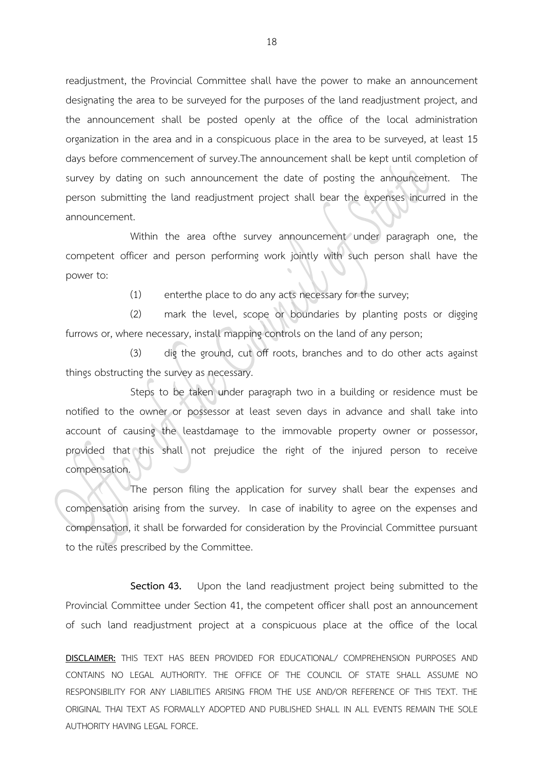readjustment, the Provincial Committee shall have the power to make an announcement designating the area to be surveyed for the purposes of the land readjustment project, and the announcement shall be posted openly at the office of the local administration organization in the area and in a conspicuous place in the area to be surveyed, at least 15 days before commencement of survey.The announcement shall be kept until completion of survey by dating on such announcement the date of posting the announcement. The person submitting the land readjustment project shall bear the expenses incurred in the announcement.

Within the area ofthe survey announcement under paragraph one, the competent officer and person performing work jointly with such person shall have the power to:

(1) enterthe place to do any acts necessary for the survey;

(2) mark the level, scope or boundaries by planting posts or digging furrows or, where necessary, install mapping controls on the land of any person;

(3) dig the ground, cut off roots, branches and to do other acts against things obstructing the survey as necessary.

Steps to be taken under paragraph two in a building or residence must be notified to the owner or possessor at least seven days in advance and shall take into account of causing the leastdamage to the immovable property owner or possessor, provided that this shall not prejudice the right of the injured person to receive compensation.

The person filing the application for survey shall bear the expenses and compensation arising from the survey. In case of inability to agree on the expenses and compensation, it shall be forwarded for consideration by the Provincial Committee pursuant to the rules prescribed by the Committee.

**Section 43.** Upon the land readjustment project being submitted to the Provincial Committee under Section 41, the competent officer shall post an announcement of such land readjustment project at a conspicuous place at the office of the local

**DISCLAIMER:** THIS TEXT HAS BEEN PROVIDED FOR EDUCATIONAL/ COMPREHENSION PURPOSES AND CONTAINS NO LEGAL AUTHORITY. THE OFFICE OF THE COUNCIL OF STATE SHALL ASSUME NO RESPONSIBILITY FOR ANY LIABILITIES ARISING FROM THE USE AND/OR REFERENCE OF THIS TEXT. THE ORIGINAL THAI TEXT AS FORMALLY ADOPTED AND PUBLISHED SHALL IN ALL EVENTS REMAIN THE SOLE AUTHORITY HAVING LEGAL FORCE.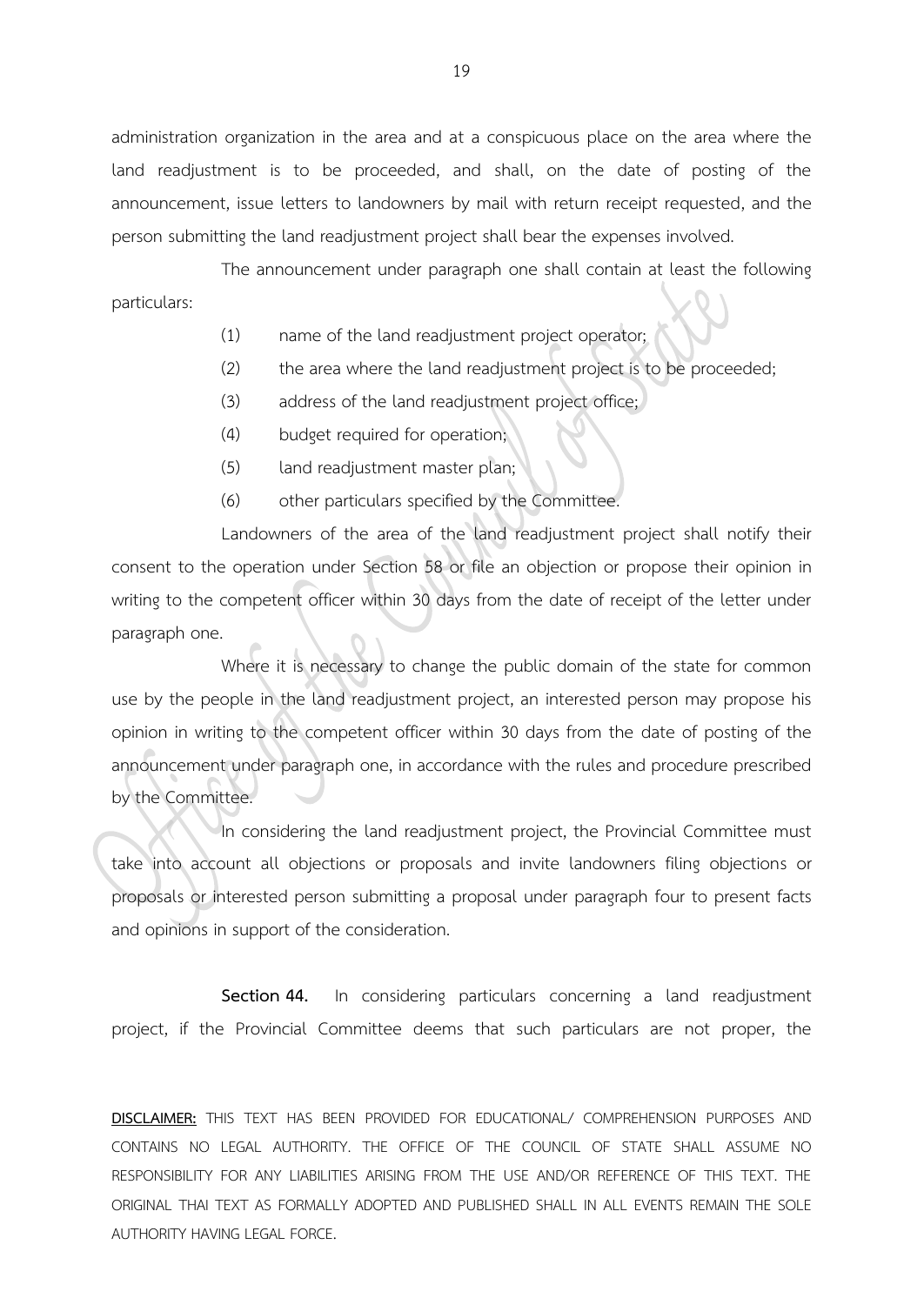administration organization in the area and at a conspicuous place on the area where the land readjustment is to be proceeded, and shall, on the date of posting of the announcement, issue letters to landowners by mail with return receipt requested, and the person submitting the land readjustment project shall bear the expenses involved.

The announcement under paragraph one shall contain at least the following particulars:

(1) name of the land readjustment project operator;

(2) the area where the land readjustment project is to be proceeded;

(3) address of the land readjustment project office;

(4) budget required for operation;

(5) land readjustment master plan;

(6) other particulars specified by the Committee.

Landowners of the area of the land readjustment project shall notify their consent to the operation under Section 58 or file an objection or propose their opinion in writing to the competent officer within 30 days from the date of receipt of the letter under paragraph one.

Where it is necessary to change the public domain of the state for common use by the people in the land readjustment project, an interested person may propose his opinion in writing to the competent officer within 30 days from the date of posting of the announcement under paragraph one, in accordance with the rules and procedure prescribed by the Committee.

In considering the land readjustment project, the Provincial Committee must take into account all objections or proposals and invite landowners filing objections or proposals or interested person submitting a proposal under paragraph four to present facts and opinions in support of the consideration.

**Section 44.** In considering particulars concerning a land readjustment project, if the Provincial Committee deems that such particulars are not proper, the

**DISCLAIMER:** THIS TEXT HAS BEEN PROVIDED FOR EDUCATIONAL/ COMPREHENSION PURPOSES AND CONTAINS NO LEGAL AUTHORITY. THE OFFICE OF THE COUNCIL OF STATE SHALL ASSUME NO RESPONSIBILITY FOR ANY LIABILITIES ARISING FROM THE USE AND/OR REFERENCE OF THIS TEXT. THE ORIGINAL THAI TEXT AS FORMALLY ADOPTED AND PUBLISHED SHALL IN ALL EVENTS REMAIN THE SOLE AUTHORITY HAVING LEGAL FORCE.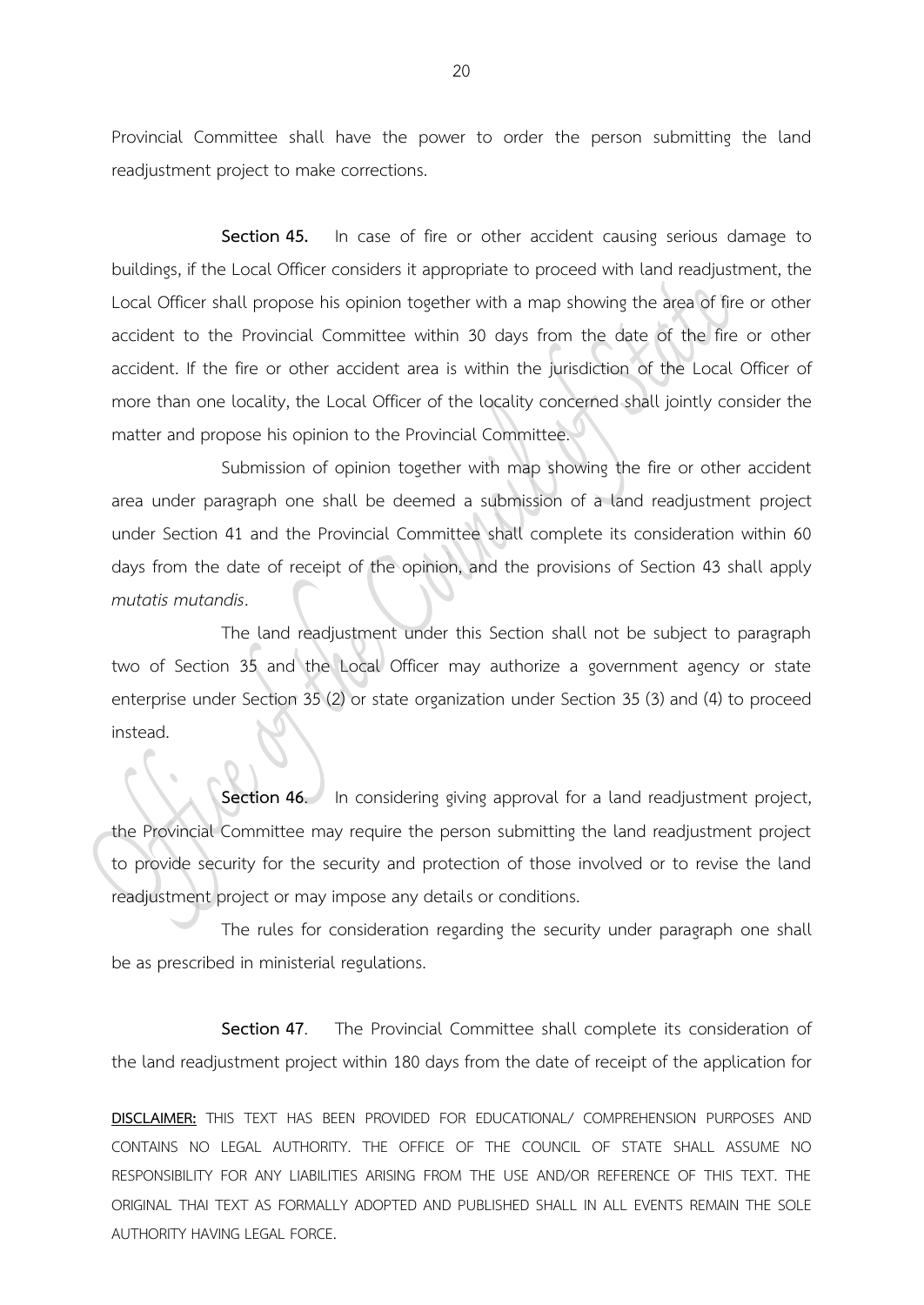Provincial Committee shall have the power to order the person submitting the land readjustment project to make corrections.

**Section 45.** In case of fire or other accident causing serious damage to buildings, if the Local Officer considers it appropriate to proceed with land readjustment, the Local Officer shall propose his opinion together with a map showing the area of fire or other accident to the Provincial Committee within 30 days from the date of the fire or other accident. If the fire or other accident area is within the jurisdiction of the Local Officer of more than one locality, the Local Officer of the locality concerned shall jointly consider the matter and propose his opinion to the Provincial Committee.

Submission of opinion together with map showing the fire or other accident area under paragraph one shall be deemed a submission of a land readjustment project under Section 41 and the Provincial Committee shall complete its consideration within 60 days from the date of receipt of the opinion, and the provisions of Section 43 shall apply *mutatis mutandis*.

The land readjustment under this Section shall not be subject to paragraph two of Section 35 and the Local Officer may authorize a government agency or state enterprise under Section 35 (2) or state organization under Section 35 (3) and (4) to proceed instead.

**Section 46**. In considering giving approval for a land readjustment project, the Provincial Committee may require the person submitting the land readjustment project to provide security for the security and protection of those involved or to revise the land readjustment project or may impose any details or conditions.

The rules for consideration regarding the security under paragraph one shall be as prescribed in ministerial regulations.

**Section 47**. The Provincial Committee shall complete its consideration of the land readjustment project within 180 days from the date of receipt of the application for

**DISCLAIMER:** THIS TEXT HAS BEEN PROVIDED FOR EDUCATIONAL/ COMPREHENSION PURPOSES AND CONTAINS NO LEGAL AUTHORITY. THE OFFICE OF THE COUNCIL OF STATE SHALL ASSUME NO RESPONSIBILITY FOR ANY LIABILITIES ARISING FROM THE USE AND/OR REFERENCE OF THIS TEXT. THE ORIGINAL THAI TEXT AS FORMALLY ADOPTED AND PUBLISHED SHALL IN ALL EVENTS REMAIN THE SOLE AUTHORITY HAVING LEGAL FORCE.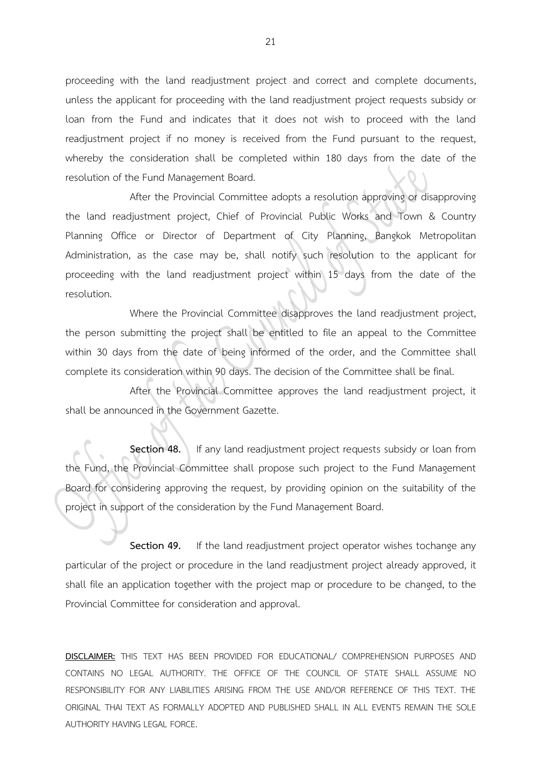proceeding with the land readjustment project and correct and complete documents, unless the applicant for proceeding with the land readjustment project requests subsidy or loan from the Fund and indicates that it does not wish to proceed with the land readjustment project if no money is received from the Fund pursuant to the request, whereby the consideration shall be completed within 180 days from the date of the resolution of the Fund Management Board.

After the Provincial Committee adopts a resolution approving or disapproving the land readjustment project, Chief of Provincial Public Works and Town & Country Planning Office or Director of Department of City Planning, Bangkok Metropolitan Administration, as the case may be, shall notify such resolution to the applicant for proceeding with the land readjustment project within 15 days from the date of the resolution.

Where the Provincial Committee disapproves the land readjustment project, the person submitting the project shall be entitled to file an appeal to the Committee within 30 days from the date of being informed of the order, and the Committee shall complete its consideration within 90 days. The decision of the Committee shall be final.

After the Provincial Committee approves the land readjustment project, it shall be announced in the Government Gazette.

**Section 48.** If any land readjustment project requests subsidy or loan from the Fund, the Provincial Committee shall propose such project to the Fund Management Board for considering approving the request, by providing opinion on the suitability of the project in support of the consideration by the Fund Management Board.

**Section 49.** If the land readjustment project operator wishes tochange any particular of the project or procedure in the land readjustment project already approved, it shall file an application together with the project map or procedure to be changed, to the Provincial Committee for consideration and approval.

**DISCLAIMER:** THIS TEXT HAS BEEN PROVIDED FOR EDUCATIONAL/ COMPREHENSION PURPOSES AND CONTAINS NO LEGAL AUTHORITY. THE OFFICE OF THE COUNCIL OF STATE SHALL ASSUME NO RESPONSIBILITY FOR ANY LIABILITIES ARISING FROM THE USE AND/OR REFERENCE OF THIS TEXT. THE ORIGINAL THAI TEXT AS FORMALLY ADOPTED AND PUBLISHED SHALL IN ALL EVENTS REMAIN THE SOLE AUTHORITY HAVING LEGAL FORCE.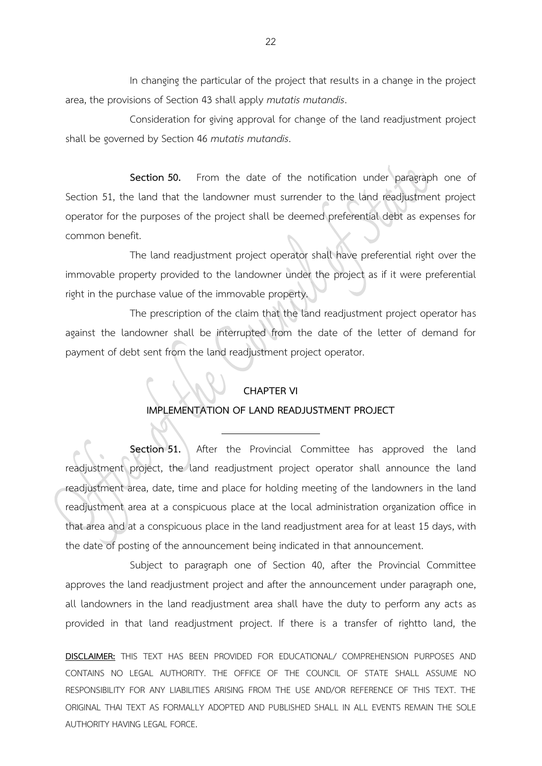In changing the particular of the project that results in a change in the project area, the provisions of Section 43 shall apply *mutatis mutandis*.

Consideration for giving approval for change of the land readjustment project shall be governed by Section 46 *mutatis mutandis*.

**Section 50.** From the date of the notification under paragraph one of Section 51, the land that the landowner must surrender to the land readjustment project operator for the purposes of the project shall be deemed preferential debt as expenses for common benefit.

The land readjustment project operator shall have preferential right over the immovable property provided to the landowner under the project as if it were preferential right in the purchase value of the immovable property.

The prescription of the claim that the land readjustment project operator has against the landowner shall be interrupted from the date of the letter of demand for payment of debt sent from the land readjustment project operator.

## CHAPTER VI
## IMPLEMENTATION OF LAND READJUSTMENT PROJECT

---

**Section 51.** After the Provincial Committee has approved the land readjustment project, the land readjustment project operator shall announce the land readjustment area, date, time and place for holding meeting of the landowners in the land readjustment area at a conspicuous place at the local administration organization office in that area and at a conspicuous place in the land readjustment area for at least 15 days, with the date of posting of the announcement being indicated in that announcement.

Subject to paragraph one of Section 40, after the Provincial Committee approves the land readjustment project and after the announcement under paragraph one, all landowners in the land readjustment area shall have the duty to perform any acts as provided in that land readjustment project. If there is a transfer of rightto land, the

**DISCLAIMER:** THIS TEXT HAS BEEN PROVIDED FOR EDUCATIONAL/ COMPREHENSION PURPOSES AND CONTAINS NO LEGAL AUTHORITY. THE OFFICE OF THE COUNCIL OF STATE SHALL ASSUME NO RESPONSIBILITY FOR ANY LIABILITIES ARISING FROM THE USE AND/OR REFERENCE OF THIS TEXT. THE ORIGINAL THAI TEXT AS FORMALLY ADOPTED AND PUBLISHED SHALL IN ALL EVENTS REMAIN THE SOLE AUTHORITY HAVING LEGAL FORCE.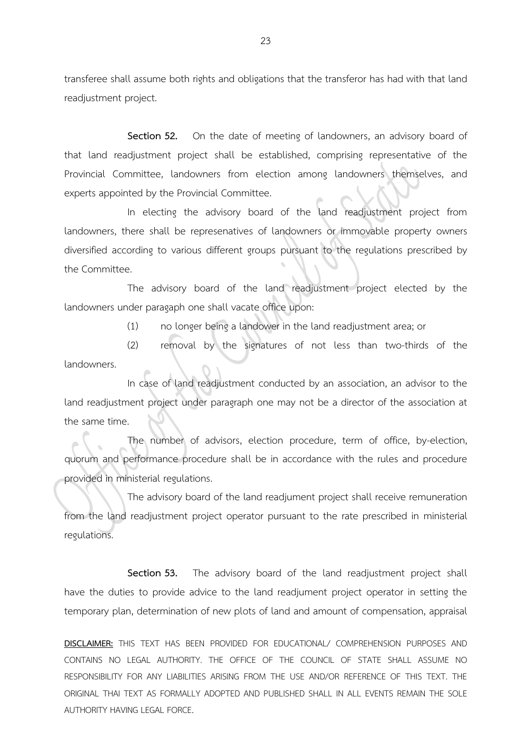transferee shall assume both rights and obligations that the transferor has had with that land readjustment project.

**Section 52.** On the date of meeting of landowners, an advisory board of that land readjustment project shall be established, comprising representative of the Provincial Committee, landowners from election among landowners themselves, and experts appointed by the Provincial Committee.

In electing the advisory board of the land readjustment project from landowners, there shall be represenatives of landowners or immovable property owners diversified according to various different groups pursuant to the regulations prescribed by the Committee.

The advisory board of the land readjustment project elected by the landowners under paragaph one shall vacate office upon:

(1) no longer being a landower in the land readjustment area; or

(2) removal by the signatures of not less than two-thirds of the landowners.

In case of land readjustment conducted by an association, an advisor to the land readjustment project under paragraph one may not be a director of the association at the same time.

The number of advisors, election procedure, term of office, by-election, quorum and performance procedure shall be in accordance with the rules and procedure provided in ministerial regulations.

The advisory board of the land readjument project shall receive remuneration from the land readjustment project operator pursuant to the rate prescribed in ministerial regulations.

**Section 53.** The advisory board of the land readjustment project shall have the duties to provide advice to the land readjument project operator in setting the temporary plan, determination of new plots of land and amount of compensation, appraisal

**DISCLAIMER:** THIS TEXT HAS BEEN PROVIDED FOR EDUCATIONAL/ COMPREHENSION PURPOSES AND CONTAINS NO LEGAL AUTHORITY. THE OFFICE OF THE COUNCIL OF STATE SHALL ASSUME NO RESPONSIBILITY FOR ANY LIABILITIES ARISING FROM THE USE AND/OR REFERENCE OF THIS TEXT. THE ORIGINAL THAI TEXT AS FORMALLY ADOPTED AND PUBLISHED SHALL IN ALL EVENTS REMAIN THE SOLE AUTHORITY HAVING LEGAL FORCE.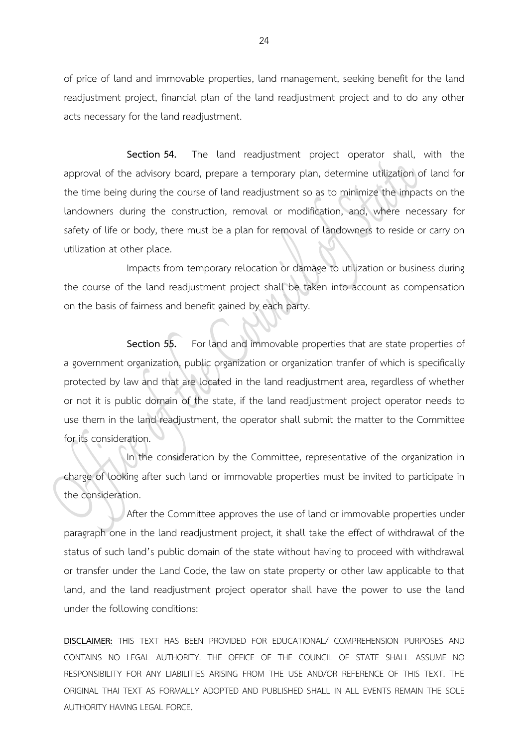of price of land and immovable properties, land management, seeking benefit for the land readjustment project, financial plan of the land readjustment project and to do any other acts necessary for the land readjustment.

**Section 54.** The land readjustment project operator shall, with the approval of the advisory board, prepare a temporary plan, determine utilization of land for the time being during the course of land readjustment so as to minimize the impacts on the landowners during the construction, removal or modification, and, where necessary for safety of life or body, there must be a plan for removal of landowners to reside or carry on utilization at other place.

Impacts from temporary relocation or damage to utilization or business during the course of the land readjustment project shall be taken into account as compensation on the basis of fairness and benefit gained by each party.

**Section 55.** For land and immovable properties that are state properties of a government organization, public organization or organization tranfer of which is specifically protected by law and that are located in the land readjustment area, regardless of whether or not it is public domain of the state, if the land readjustment project operator needs to use them in the land readjustment, the operator shall submit the matter to the Committee for its consideration.

In the consideration by the Committee, representative of the organization in charge of looking after such land or immovable properties must be invited to participate in the consideration.

After the Committee approves the use of land or immovable properties under paragraph one in the land readjustment project, it shall take the effect of withdrawal of the status of such land's public domain of the state without having to proceed with withdrawal or transfer under the Land Code, the law on state property or other law applicable to that land, and the land readjustment project operator shall have the power to use the land under the following conditions:

**DISCLAIMER:** THIS TEXT HAS BEEN PROVIDED FOR EDUCATIONAL/ COMPREHENSION PURPOSES AND CONTAINS NO LEGAL AUTHORITY. THE OFFICE OF THE COUNCIL OF STATE SHALL ASSUME NO RESPONSIBILITY FOR ANY LIABILITIES ARISING FROM THE USE AND/OR REFERENCE OF THIS TEXT. THE ORIGINAL THAI TEXT AS FORMALLY ADOPTED AND PUBLISHED SHALL IN ALL EVENTS REMAIN THE SOLE AUTHORITY HAVING LEGAL FORCE.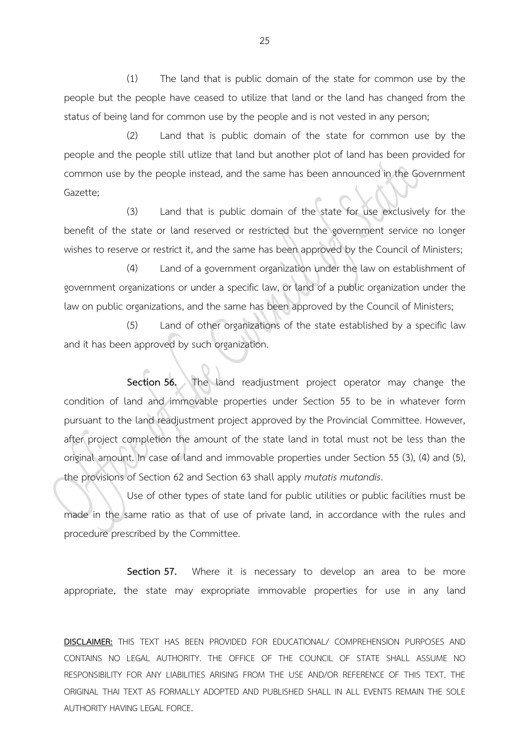(1) The land that is public domain of the state for common use by the people but the people have ceased to utilize that land or the land has changed from the status of being land for common use by the people and is not vested in any person;

(2) Land that is public domain of the state for common use by the people and the people still utlize that land but another plot of land has been provided for common use by the people instead, and the same has been announced in the Government Gazette;

(3) Land that is public domain of the state for use exclusively for the benefit of the state or land reserved or restricted but the government service no longer wishes to reserve or restrict it, and the same has been approved by the Council of Ministers;

(4) Land of a government organization under the law on establishment of government organizations or under a specific law, or land of a public organization under the law on public organizations, and the same has been approved by the Council of Ministers;

(5) Land of other organizations of the state established by a specific law and it has been approved by such organization.

**Section 56.** The land readjustment project operator may change the condition of land and immovable properties under Section 55 to be in whatever form pursuant to the land readjustment project approved by the Provincial Committee. However, after project completion the amount of the state land in total must not be less than the original amount. In case of land and immovable properties under Section 55 (3), (4) and (5), the provisions of Section 62 and Section 63 shall apply *mutatis mutandis*.

Use of other types of state land for public utilities or public facilities must be made in the same ratio as that of use of private land, in accordance with the rules and procedure prescribed by the Committee.

**Section 57.** Where it is necessary to develop an area to be more appropriate, the state may expropriate immovable properties for use in any land

**DISCLAIMER:** THIS TEXT HAS BEEN PROVIDED FOR EDUCATIONAL/ COMPREHENSION PURPOSES AND CONTAINS NO LEGAL AUTHORITY. THE OFFICE OF THE COUNCIL OF STATE SHALL ASSUME NO RESPONSIBILITY FOR ANY LIABILITIES ARISING FROM THE USE AND/OR REFERENCE OF THIS TEXT. THE ORIGINAL THAI TEXT AS FORMALLY ADOPTED AND PUBLISHED SHALL IN ALL EVENTS REMAIN THE SOLE AUTHORITY HAVING LEGAL FORCE.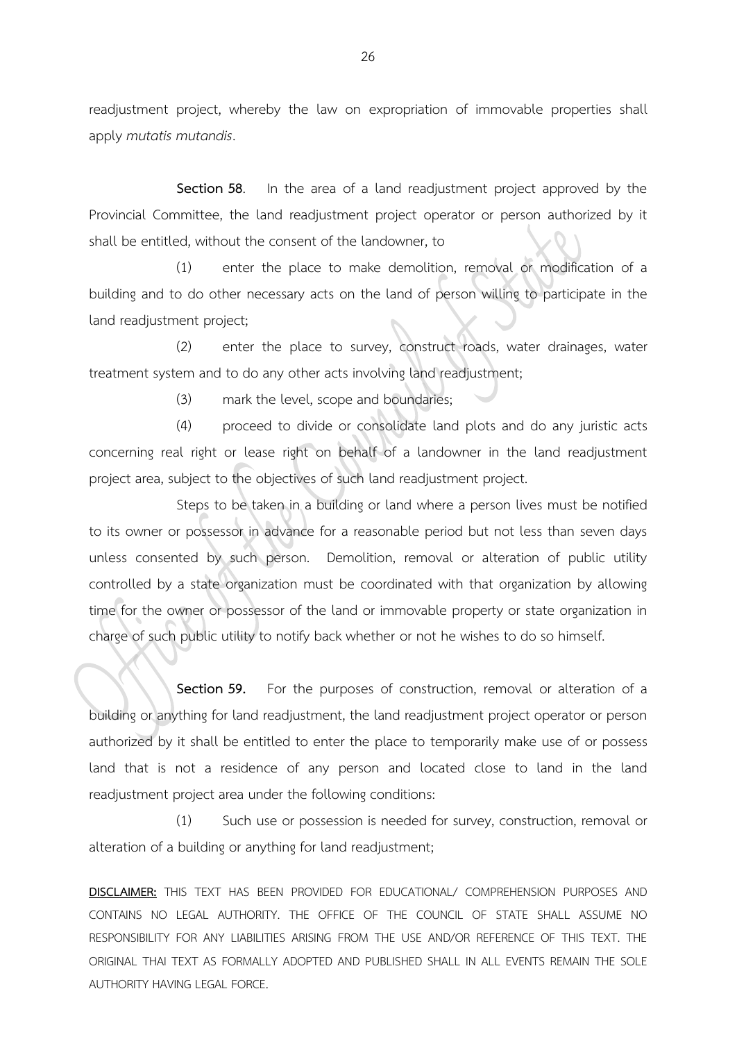readjustment project, whereby the law on expropriation of immovable properties shall apply *mutatis mutandis*.

**Section 58**. In the area of a land readjustment project approved by the Provincial Committee, the land readjustment project operator or person authorized by it shall be entitled, without the consent of the landowner, to

(1) enter the place to make demolition, removal or modification of a building and to do other necessary acts on the land of person willing to participate in the land readjustment project;

(2) enter the place to survey, construct roads, water drainages, water treatment system and to do any other acts involving land readjustment;

(3) mark the level, scope and boundaries;

(4) proceed to divide or consolidate land plots and do any juristic acts concerning real right or lease right on behalf of a landowner in the land readjustment project area, subject to the objectives of such land readjustment project.

Steps to be taken in a building or land where a person lives must be notified to its owner or possessor in advance for a reasonable period but not less than seven days unless consented by such person. Demolition, removal or alteration of public utility controlled by a state organization must be coordinated with that organization by allowing time for the owner or possessor of the land or immovable property or state organization in charge of such public utility to notify back whether or not he wishes to do so himself.

**Section 59.** For the purposes of construction, removal or alteration of a building or anything for land readjustment, the land readjustment project operator or person authorized by it shall be entitled to enter the place to temporarily make use of or possess land that is not a residence of any person and located close to land in the land readjustment project area under the following conditions:

(1) Such use or possession is needed for survey, construction, removal or alteration of a building or anything for land readjustment;

**DISCLAIMER:** THIS TEXT HAS BEEN PROVIDED FOR EDUCATIONAL/ COMPREHENSION PURPOSES AND CONTAINS NO LEGAL AUTHORITY. THE OFFICE OF THE COUNCIL OF STATE SHALL ASSUME NO RESPONSIBILITY FOR ANY LIABILITIES ARISING FROM THE USE AND/OR REFERENCE OF THIS TEXT. THE ORIGINAL THAI TEXT AS FORMALLY ADOPTED AND PUBLISHED SHALL IN ALL EVENTS REMAIN THE SOLE AUTHORITY HAVING LEGAL FORCE.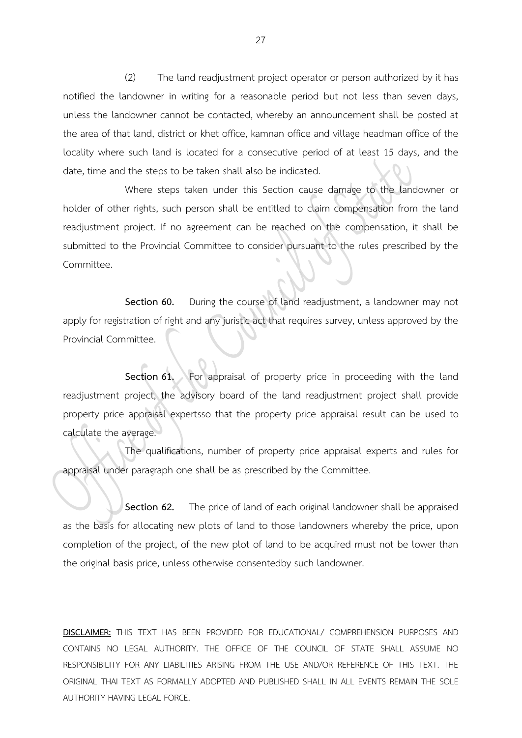(2) The land readjustment project operator or person authorized by it has notified the landowner in writing for a reasonable period but not less than seven days, unless the landowner cannot be contacted, whereby an announcement shall be posted at the area of that land, district or khet office, kamnan office and village headman office of the locality where such land is located for a consecutive period of at least 15 days, and the date, time and the steps to be taken shall also be indicated.

Where steps taken under this Section cause damage to the landowner or holder of other rights, such person shall be entitled to claim compensation from the land readjustment project. If no agreement can be reached on the compensation, it shall be submitted to the Provincial Committee to consider pursuant to the rules prescribed by the Committee.

**Section 60.** During the course of land readjustment, a landowner may not apply for registration of right and any juristic act that requires survey, unless approved by the Provincial Committee.

**Section 61.** For appraisal of property price in proceeding with the land readjustment project, the advisory board of the land readjustment project shall provide property price appraisal expertsso that the property price appraisal result can be used to calculate the average.

The qualifications, number of property price appraisal experts and rules for appraisal under paragraph one shall be as prescribed by the Committee.

**Section 62.** The price of land of each original landowner shall be appraised as the basis for allocating new plots of land to those landowners whereby the price, upon completion of the project, of the new plot of land to be acquired must not be lower than the original basis price, unless otherwise consentedby such landowner.

**DISCLAIMER:** THIS TEXT HAS BEEN PROVIDED FOR EDUCATIONAL/ COMPREHENSION PURPOSES AND CONTAINS NO LEGAL AUTHORITY. THE OFFICE OF THE COUNCIL OF STATE SHALL ASSUME NO RESPONSIBILITY FOR ANY LIABILITIES ARISING FROM THE USE AND/OR REFERENCE OF THIS TEXT. THE ORIGINAL THAI TEXT AS FORMALLY ADOPTED AND PUBLISHED SHALL IN ALL EVENTS REMAIN THE SOLE AUTHORITY HAVING LEGAL FORCE.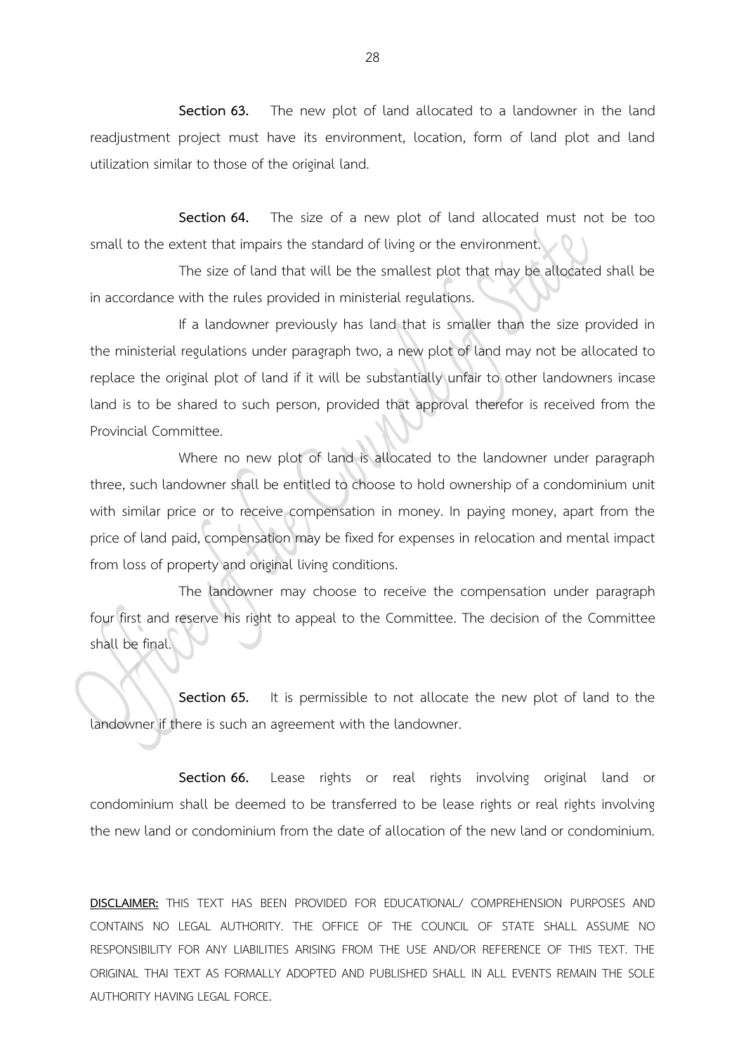**Section 63.** The new plot of land allocated to a landowner in the land readjustment project must have its environment, location, form of land plot and land utilization similar to those of the original land.

**Section 64.** The size of a new plot of land allocated must not be too small to the extent that impairs the standard of living or the environment.

The size of land that will be the smallest plot that may be allocated shall be in accordance with the rules provided in ministerial regulations.

If a landowner previously has land that is smaller than the size provided in the ministerial regulations under paragraph two, a new plot of land may not be allocated to replace the original plot of land if it will be substantially unfair to other landowners incase land is to be shared to such person, provided that approval therefor is received from the Provincial Committee.

Where no new plot of land is allocated to the landowner under paragraph three, such landowner shall be entitled to choose to hold ownership of a condominium unit with similar price or to receive compensation in money. In paying money, apart from the price of land paid, compensation may be fixed for expenses in relocation and mental impact from loss of property and original living conditions.

The landowner may choose to receive the compensation under paragraph four first and reserve his right to appeal to the Committee. The decision of the Committee shall be final.

**Section 65.** It is permissible to not allocate the new plot of land to the landowner if there is such an agreement with the landowner.

**Section 66.** Lease rights or real rights involving original land or condominium shall be deemed to be transferred to be lease rights or real rights involving the new land or condominium from the date of allocation of the new land or condominium.

**DISCLAIMER:** THIS TEXT HAS BEEN PROVIDED FOR EDUCATIONAL/ COMPREHENSION PURPOSES AND CONTAINS NO LEGAL AUTHORITY. THE OFFICE OF THE COUNCIL OF STATE SHALL ASSUME NO RESPONSIBILITY FOR ANY LIABILITIES ARISING FROM THE USE AND/OR REFERENCE OF THIS TEXT. THE ORIGINAL THAI TEXT AS FORMALLY ADOPTED AND PUBLISHED SHALL IN ALL EVENTS REMAIN THE SOLE AUTHORITY HAVING LEGAL FORCE.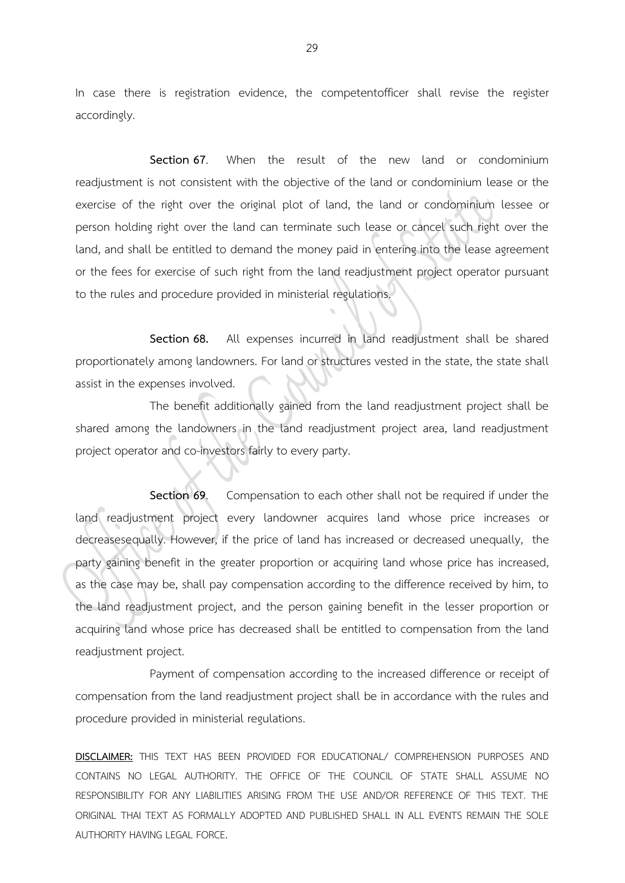In case there is registration evidence, the competentofficer shall revise the register accordingly.

**Section 67**. When the result of the new land or condominium readjustment is not consistent with the objective of the land or condominium lease or the exercise of the right over the original plot of land, the land or condominium lessee or person holding right over the land can terminate such lease or cancel such right over the land, and shall be entitled to demand the money paid in entering into the lease agreement or the fees for exercise of such right from the land readjustment project operator pursuant to the rules and procedure provided in ministerial regulations.

**Section 68.** All expenses incurred in land readjustment shall be shared proportionately among landowners. For land or structures vested in the state, the state shall assist in the expenses involved.

The benefit additionally gained from the land readjustment project shall be shared among the landowners in the land readjustment project area, land readjustment project operator and co-investors fairly to every party.

**Section 69**. Compensation to each other shall not be required if under the land readjustment project every landowner acquires land whose price increases or decreasesequally. However, if the price of land has increased or decreased unequally, the party gaining benefit in the greater proportion or acquiring land whose price has increased, as the case may be, shall pay compensation according to the difference received by him, to the land readjustment project, and the person gaining benefit in the lesser proportion or acquiring land whose price has decreased shall be entitled to compensation from the land readjustment project.

Payment of compensation according to the increased difference or receipt of compensation from the land readjustment project shall be in accordance with the rules and procedure provided in ministerial regulations.

**DISCLAIMER:** THIS TEXT HAS BEEN PROVIDED FOR EDUCATIONAL/ COMPREHENSION PURPOSES AND CONTAINS NO LEGAL AUTHORITY. THE OFFICE OF THE COUNCIL OF STATE SHALL ASSUME NO RESPONSIBILITY FOR ANY LIABILITIES ARISING FROM THE USE AND/OR REFERENCE OF THIS TEXT. THE ORIGINAL THAI TEXT AS FORMALLY ADOPTED AND PUBLISHED SHALL IN ALL EVENTS REMAIN THE SOLE AUTHORITY HAVING LEGAL FORCE.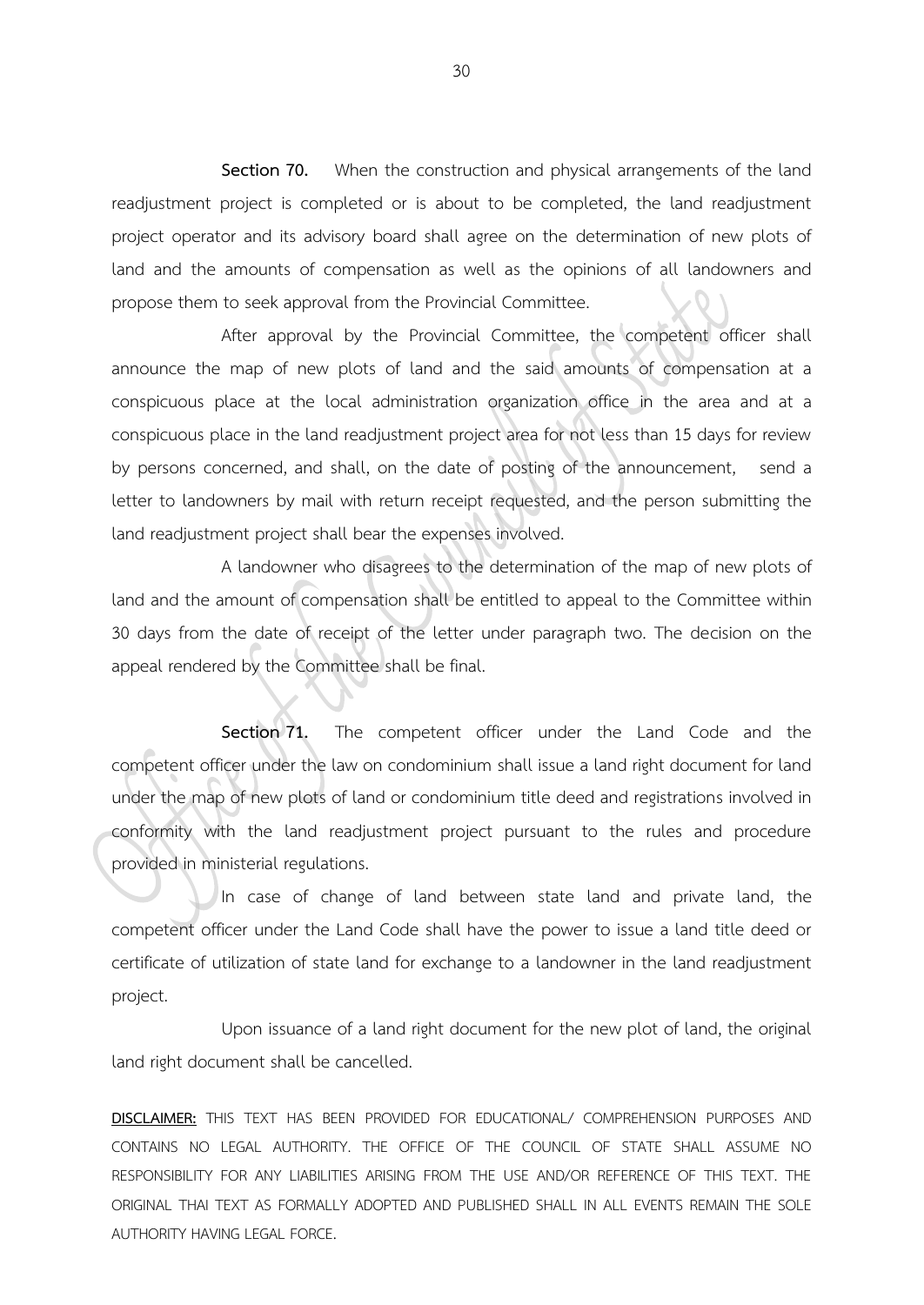**Section 70.** When the construction and physical arrangements of the land readjustment project is completed or is about to be completed, the land readjustment project operator and its advisory board shall agree on the determination of new plots of land and the amounts of compensation as well as the opinions of all landowners and propose them to seek approval from the Provincial Committee.

After approval by the Provincial Committee, the competent officer shall announce the map of new plots of land and the said amounts of compensation at a conspicuous place at the local administration organization office in the area and at a conspicuous place in the land readjustment project area for not less than 15 days for review by persons concerned, and shall, on the date of posting of the announcement, send a letter to landowners by mail with return receipt requested, and the person submitting the land readjustment project shall bear the expenses involved.

A landowner who disagrees to the determination of the map of new plots of land and the amount of compensation shall be entitled to appeal to the Committee within 30 days from the date of receipt of the letter under paragraph two. The decision on the appeal rendered by the Committee shall be final.

**Section 71.** The competent officer under the Land Code and the competent officer under the law on condominium shall issue a land right document for land under the map of new plots of land or condominium title deed and registrations involved in conformity with the land readjustment project pursuant to the rules and procedure provided in ministerial regulations.

In case of change of land between state land and private land, the competent officer under the Land Code shall have the power to issue a land title deed or certificate of utilization of state land for exchange to a landowner in the land readjustment project.

Upon issuance of a land right document for the new plot of land, the original land right document shall be cancelled.

**DISCLAIMER:** THIS TEXT HAS BEEN PROVIDED FOR EDUCATIONAL/ COMPREHENSION PURPOSES AND CONTAINS NO LEGAL AUTHORITY. THE OFFICE OF THE COUNCIL OF STATE SHALL ASSUME NO RESPONSIBILITY FOR ANY LIABILITIES ARISING FROM THE USE AND/OR REFERENCE OF THIS TEXT. THE ORIGINAL THAI TEXT AS FORMALLY ADOPTED AND PUBLISHED SHALL IN ALL EVENTS REMAIN THE SOLE AUTHORITY HAVING LEGAL FORCE.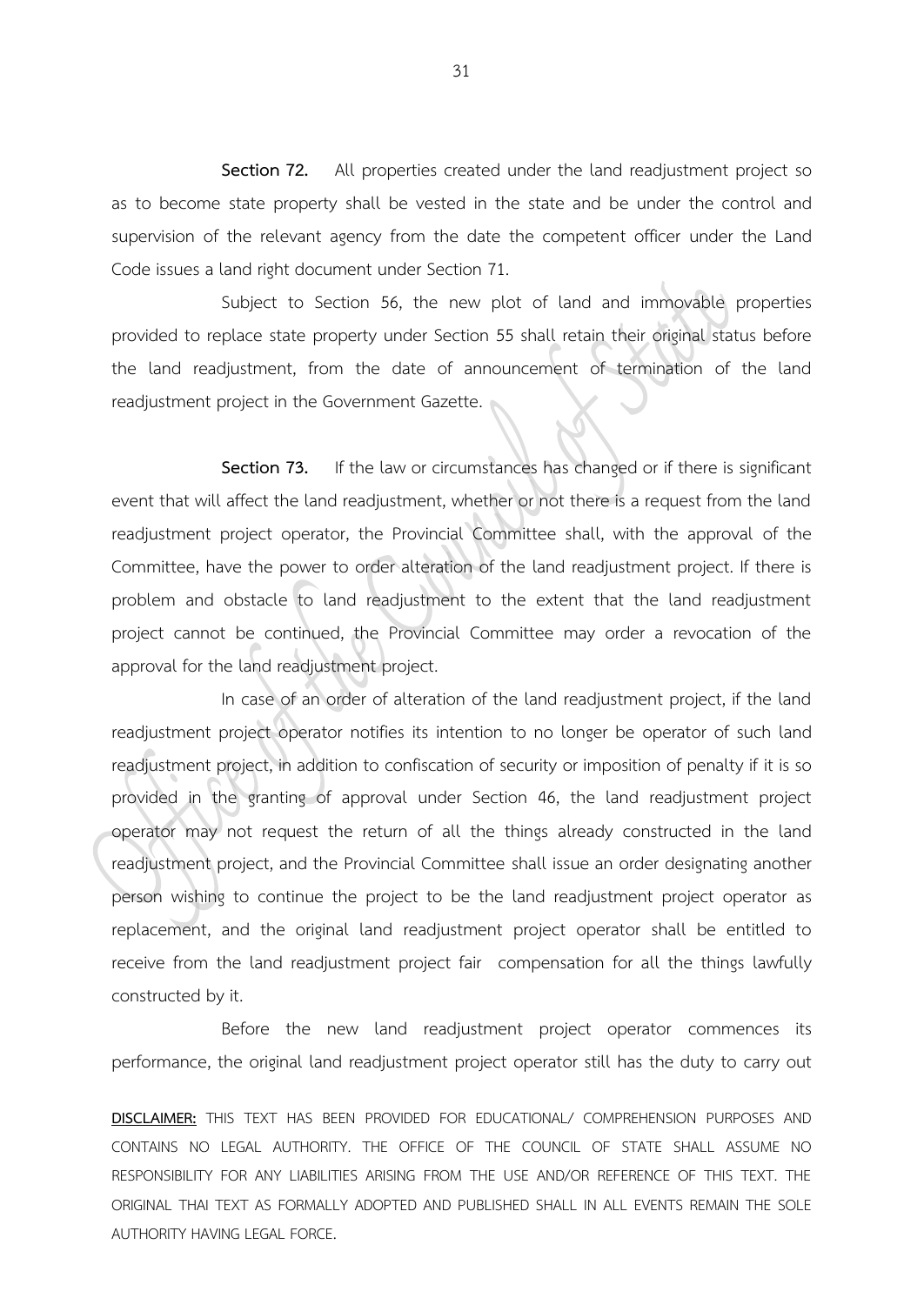**Section 72.** All properties created under the land readjustment project so as to become state property shall be vested in the state and be under the control and supervision of the relevant agency from the date the competent officer under the Land Code issues a land right document under Section 71.

Subject to Section 56, the new plot of land and immovable properties provided to replace state property under Section 55 shall retain their original status before the land readjustment, from the date of announcement of termination of the land readjustment project in the Government Gazette.

**Section 73.** If the law or circumstances has changed or if there is significant event that will affect the land readjustment, whether or not there is a request from the land readjustment project operator, the Provincial Committee shall, with the approval of the Committee, have the power to order alteration of the land readjustment project. If there is problem and obstacle to land readjustment to the extent that the land readjustment project cannot be continued, the Provincial Committee may order a revocation of the approval for the land readjustment project.

In case of an order of alteration of the land readjustment project, if the land readjustment project operator notifies its intention to no longer be operator of such land readjustment project, in addition to confiscation of security or imposition of penalty if it is so provided in the granting of approval under Section 46, the land readjustment project operator may not request the return of all the things already constructed in the land readjustment project, and the Provincial Committee shall issue an order designating another person wishing to continue the project to be the land readjustment project operator as replacement, and the original land readjustment project operator shall be entitled to receive from the land readjustment project fair compensation for all the things lawfully constructed by it.

Before the new land readjustment project operator commences its performance, the original land readjustment project operator still has the duty to carry out

**DISCLAIMER:** THIS TEXT HAS BEEN PROVIDED FOR EDUCATIONAL/ COMPREHENSION PURPOSES AND CONTAINS NO LEGAL AUTHORITY. THE OFFICE OF THE COUNCIL OF STATE SHALL ASSUME NO RESPONSIBILITY FOR ANY LIABILITIES ARISING FROM THE USE AND/OR REFERENCE OF THIS TEXT. THE ORIGINAL THAI TEXT AS FORMALLY ADOPTED AND PUBLISHED SHALL IN ALL EVENTS REMAIN THE SOLE AUTHORITY HAVING LEGAL FORCE.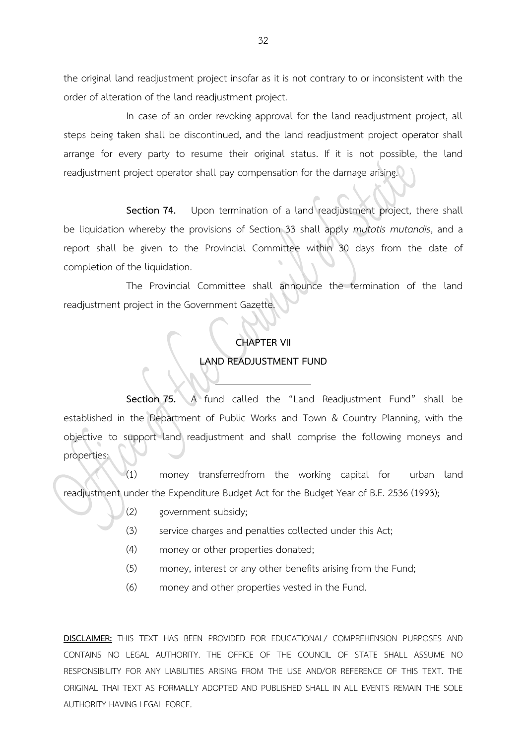the original land readjustment project insofar as it is not contrary to or inconsistent with the order of alteration of the land readjustment project.

In case of an order revoking approval for the land readjustment project, all steps being taken shall be discontinued, and the land readjustment project operator shall arrange for every party to resume their original status. If it is not possible, the land readjustment project operator shall pay compensation for the damage arising.

**Section 74.** Upon termination of a land readjustment project, there shall be liquidation whereby the provisions of Section 33 shall apply *mutatis mutandis*, and a report shall be given to the Provincial Committee within 30 days from the date of completion of the liquidation.

The Provincial Committee shall announce the termination of the land readjustment project in the Government Gazette.

## CHAPTER VII
## LAND READJUSTMENT FUND

---

**Section 75.** A fund called the "Land Readjustment Fund" shall be established in the Department of Public Works and Town & Country Planning, with the objective to support land readjustment and shall comprise the following moneys and properties:

(1) money transferredfrom the working capital for urban land readjustment under the Expenditure Budget Act for the Budget Year of B.E. 2536 (1993);

(2) government subsidy;

(3) service charges and penalties collected under this Act;

(4) money or other properties donated;

(5) money, interest or any other benefits arising from the Fund;

(6) money and other properties vested in the Fund.

**DISCLAIMER:** THIS TEXT HAS BEEN PROVIDED FOR EDUCATIONAL/ COMPREHENSION PURPOSES AND CONTAINS NO LEGAL AUTHORITY. THE OFFICE OF THE COUNCIL OF STATE SHALL ASSUME NO RESPONSIBILITY FOR ANY LIABILITIES ARISING FROM THE USE AND/OR REFERENCE OF THIS TEXT. THE ORIGINAL THAI TEXT AS FORMALLY ADOPTED AND PUBLISHED SHALL IN ALL EVENTS REMAIN THE SOLE AUTHORITY HAVING LEGAL FORCE.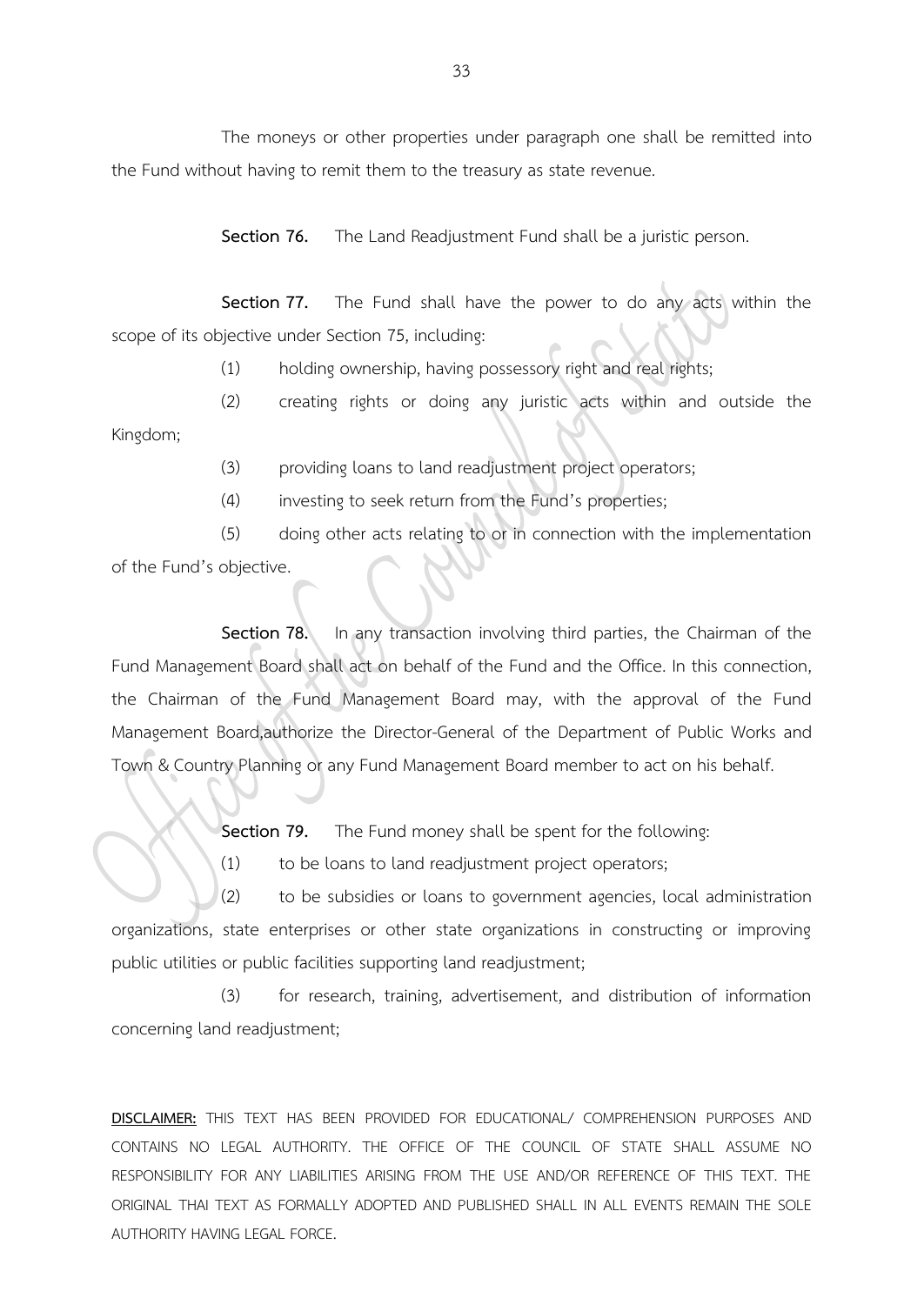The moneys or other properties under paragraph one shall be remitted into the Fund without having to remit them to the treasury as state revenue.

**Section 76.** The Land Readjustment Fund shall be a juristic person.

**Section 77.** The Fund shall have the power to do any acts within the scope of its objective under Section 75, including:

(1) holding ownership, having possessory right and real rights;

(2) creating rights or doing any juristic acts within and outside the Kingdom;

(3) providing loans to land readjustment project operators;

(4) investing to seek return from the Fund's properties;

(5) doing other acts relating to or in connection with the implementation of the Fund's objective.

**Section 78.** In any transaction involving third parties, the Chairman of the Fund Management Board shall act on behalf of the Fund and the Office. In this connection, the Chairman of the Fund Management Board may, with the approval of the Fund Management Board,authorize the Director-General of the Department of Public Works and Town & Country Planning or any Fund Management Board member to act on his behalf.

**Section 79.** The Fund money shall be spent for the following:

(1) to be loans to land readjustment project operators;

(2) to be subsidies or loans to government agencies, local administration organizations, state enterprises or other state organizations in constructing or improving public utilities or public facilities supporting land readjustment;

(3) for research, training, advertisement, and distribution of information concerning land readjustment;

**DISCLAIMER:** THIS TEXT HAS BEEN PROVIDED FOR EDUCATIONAL/ COMPREHENSION PURPOSES AND CONTAINS NO LEGAL AUTHORITY. THE OFFICE OF THE COUNCIL OF STATE SHALL ASSUME NO RESPONSIBILITY FOR ANY LIABILITIES ARISING FROM THE USE AND/OR REFERENCE OF THIS TEXT. THE ORIGINAL THAI TEXT AS FORMALLY ADOPTED AND PUBLISHED SHALL IN ALL EVENTS REMAIN THE SOLE AUTHORITY HAVING LEGAL FORCE.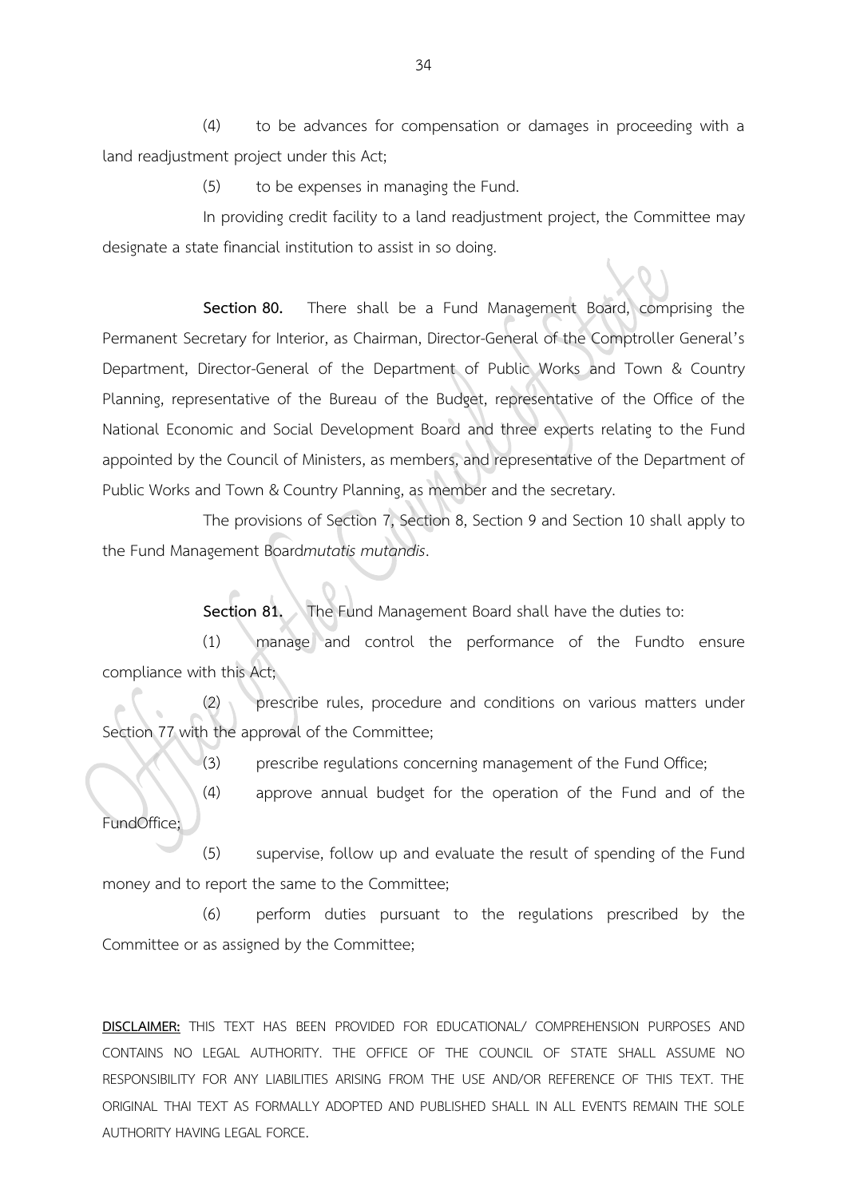(4) to be advances for compensation or damages in proceeding with a land readjustment project under this Act;

(5) to be expenses in managing the Fund.

In providing credit facility to a land readjustment project, the Committee may designate a state financial institution to assist in so doing.

**Section 80.** There shall be a Fund Management Board, comprising the Permanent Secretary for Interior, as Chairman, Director-General of the Comptroller General's Department, Director-General of the Department of Public Works and Town & Country Planning, representative of the Bureau of the Budget, representative of the Office of the National Economic and Social Development Board and three experts relating to the Fund appointed by the Council of Ministers, as members, and representative of the Department of Public Works and Town & Country Planning, as member and the secretary.

The provisions of Section 7, Section 8, Section 9 and Section 10 shall apply to the Fund Management Board*mutatis mutandis*.

**Section 81.** The Fund Management Board shall have the duties to:

(1) manage and control the performance of the Fundto ensure compliance with this Act;

(2) prescribe rules, procedure and conditions on various matters under Section 77 with the approval of the Committee;

(3) prescribe regulations concerning management of the Fund Office;

(4) approve annual budget for the operation of the Fund and of the FundOffice;

(5) supervise, follow up and evaluate the result of spending of the Fund money and to report the same to the Committee;

(6) perform duties pursuant to the regulations prescribed by the Committee or as assigned by the Committee;

**DISCLAIMER:** THIS TEXT HAS BEEN PROVIDED FOR EDUCATIONAL/ COMPREHENSION PURPOSES AND CONTAINS NO LEGAL AUTHORITY. THE OFFICE OF THE COUNCIL OF STATE SHALL ASSUME NO RESPONSIBILITY FOR ANY LIABILITIES ARISING FROM THE USE AND/OR REFERENCE OF THIS TEXT. THE ORIGINAL THAI TEXT AS FORMALLY ADOPTED AND PUBLISHED SHALL IN ALL EVENTS REMAIN THE SOLE AUTHORITY HAVING LEGAL FORCE.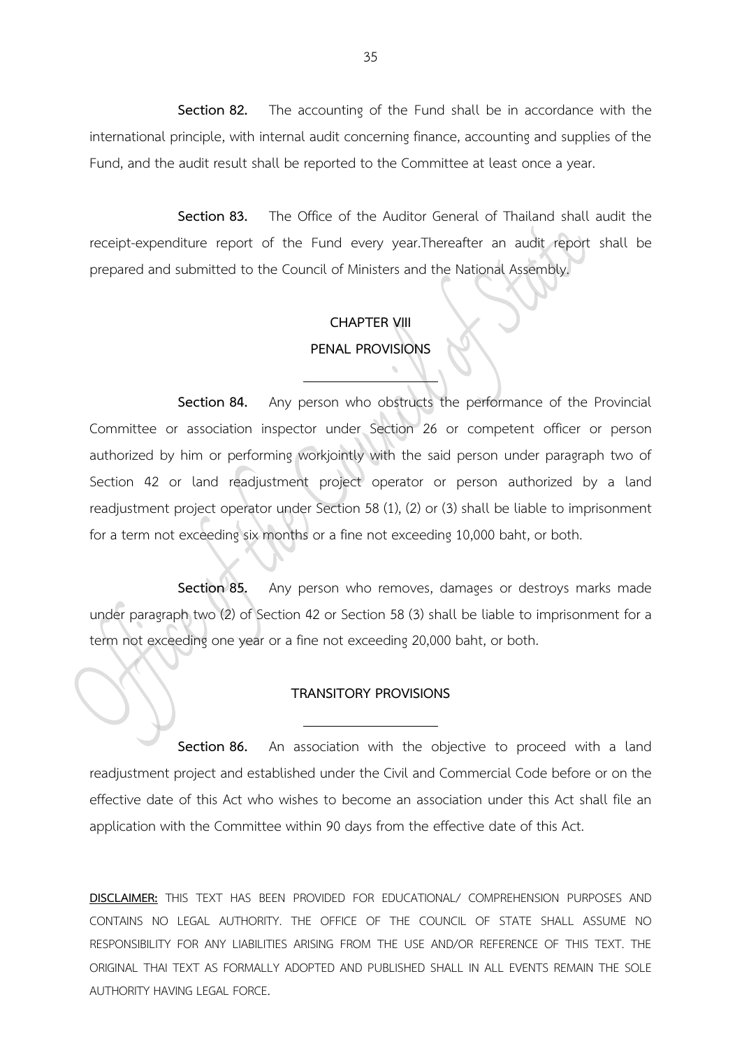**Section 82.** The accounting of the Fund shall be in accordance with the international principle, with internal audit concerning finance, accounting and supplies of the Fund, and the audit result shall be reported to the Committee at least once a year.

**Section 83.** The Office of the Auditor General of Thailand shall audit the receipt-expenditure report of the Fund every year.Thereafter an audit report shall be prepared and submitted to the Council of Ministers and the National Assembly.

## CHAPTER VIII
## PENAL PROVISIONS

**Section 84.** Any person who obstructs the performance of the Provincial Committee or association inspector under Section 26 or competent officer or person authorized by him or performing workjointly with the said person under paragraph two of Section 42 or land readjustment project operator or person authorized by a land readjustment project operator under Section 58 (1), (2) or (3) shall be liable to imprisonment for a term not exceeding six months or a fine not exceeding 10,000 baht, or both.

**Section 85.** Any person who removes, damages or destroys marks made under paragraph two (2) of Section 42 or Section 58 (3) shall be liable to imprisonment for a term not exceeding one year or a fine not exceeding 20,000 baht, or both.

## TRANSITORY PROVISIONS

**Section 86.** An association with the objective to proceed with a land readjustment project and established under the Civil and Commercial Code before or on the effective date of this Act who wishes to become an association under this Act shall file an application with the Committee within 90 days from the effective date of this Act.

**DISCLAIMER:** THIS TEXT HAS BEEN PROVIDED FOR EDUCATIONAL/ COMPREHENSION PURPOSES AND CONTAINS NO LEGAL AUTHORITY. THE OFFICE OF THE COUNCIL OF STATE SHALL ASSUME NO RESPONSIBILITY FOR ANY LIABILITIES ARISING FROM THE USE AND/OR REFERENCE OF THIS TEXT. THE ORIGINAL THAI TEXT AS FORMALLY ADOPTED AND PUBLISHED SHALL IN ALL EVENTS REMAIN THE SOLE AUTHORITY HAVING LEGAL FORCE.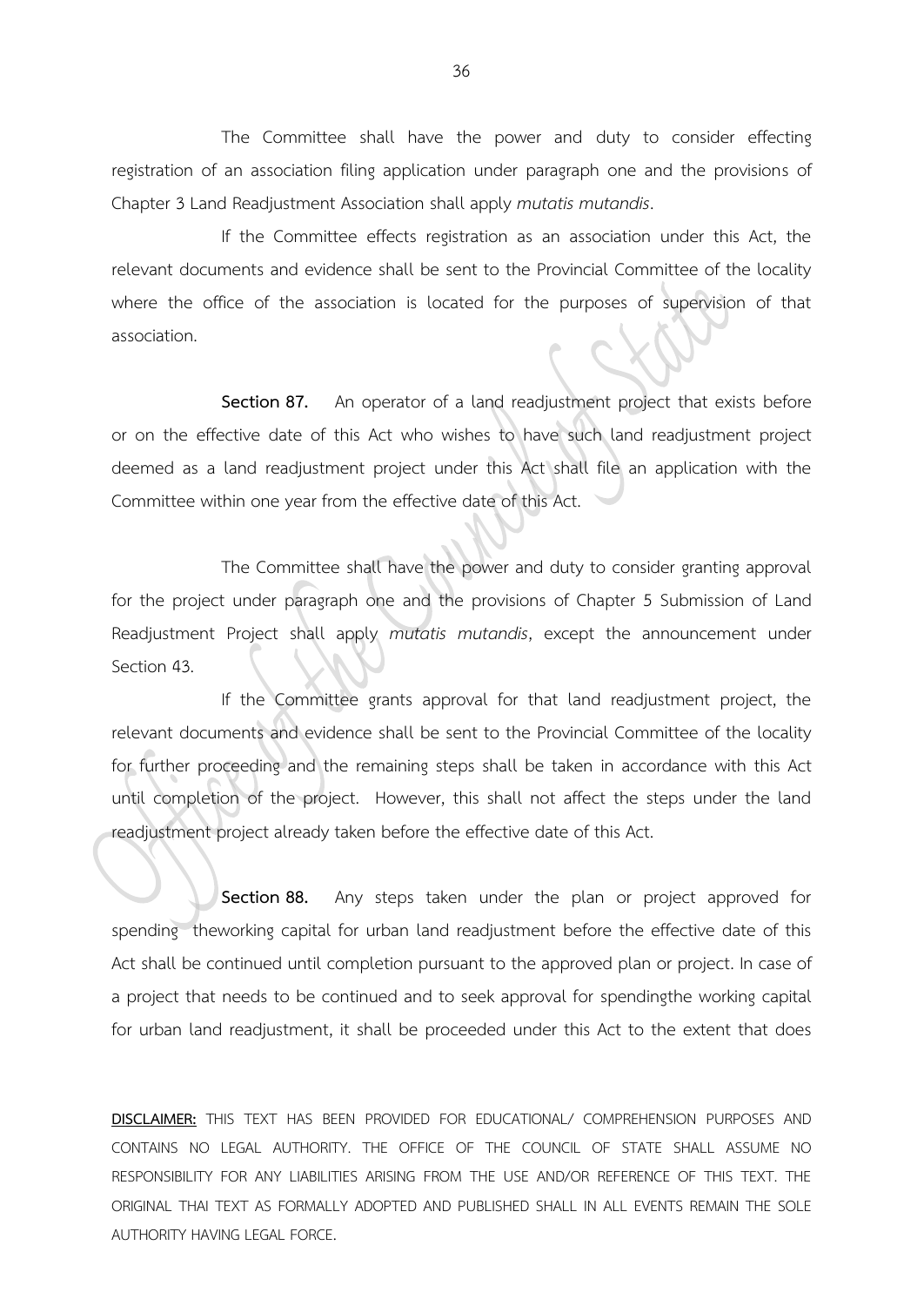The Committee shall have the power and duty to consider effecting registration of an association filing application under paragraph one and the provisions of Chapter 3 Land Readjustment Association shall apply *mutatis mutandis*.

If the Committee effects registration as an association under this Act, the relevant documents and evidence shall be sent to the Provincial Committee of the locality where the office of the association is located for the purposes of supervision of that association.

**Section 87.** An operator of a land readjustment project that exists before or on the effective date of this Act who wishes to have such land readjustment project deemed as a land readjustment project under this Act shall file an application with the Committee within one year from the effective date of this Act.

The Committee shall have the power and duty to consider granting approval for the project under paragraph one and the provisions of Chapter 5 Submission of Land Readjustment Project shall apply *mutatis mutandis*, except the announcement under Section 43.

If the Committee grants approval for that land readjustment project, the relevant documents and evidence shall be sent to the Provincial Committee of the locality for further proceeding and the remaining steps shall be taken in accordance with this Act until completion of the project. However, this shall not affect the steps under the land readjustment project already taken before the effective date of this Act.

**Section 88.** Any steps taken under the plan or project approved for spending theworking capital for urban land readjustment before the effective date of this Act shall be continued until completion pursuant to the approved plan or project. In case of a project that needs to be continued and to seek approval for spendingthe working capital for urban land readjustment, it shall be proceeded under this Act to the extent that does

**DISCLAIMER:** THIS TEXT HAS BEEN PROVIDED FOR EDUCATIONAL/ COMPREHENSION PURPOSES AND CONTAINS NO LEGAL AUTHORITY. THE OFFICE OF THE COUNCIL OF STATE SHALL ASSUME NO RESPONSIBILITY FOR ANY LIABILITIES ARISING FROM THE USE AND/OR REFERENCE OF THIS TEXT. THE ORIGINAL THAI TEXT AS FORMALLY ADOPTED AND PUBLISHED SHALL IN ALL EVENTS REMAIN THE SOLE AUTHORITY HAVING LEGAL FORCE.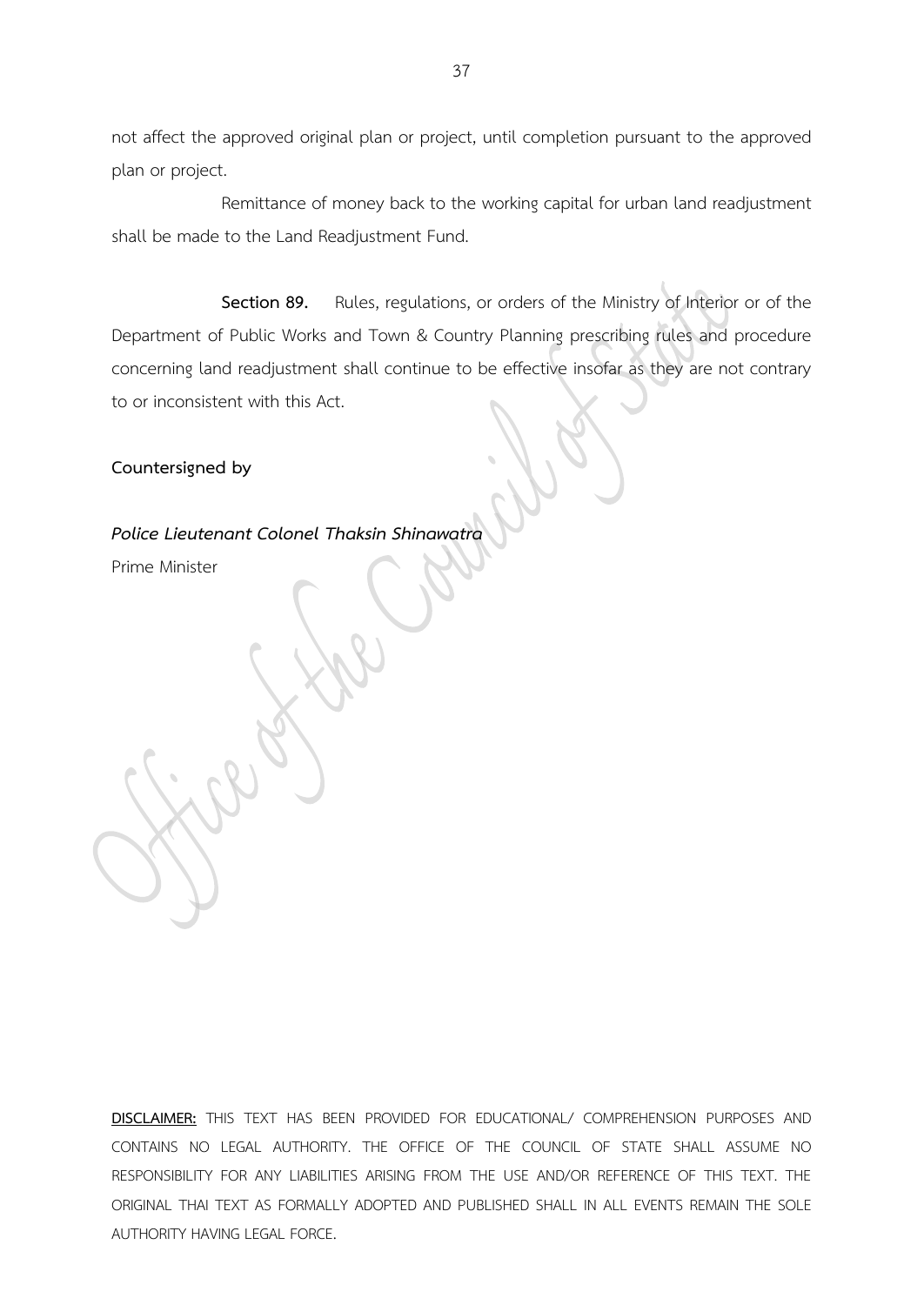not affect the approved original plan or project, until completion pursuant to the approved plan or project.

Remittance of money back to the working capital for urban land readjustment shall be made to the Land Readjustment Fund.

**Section 89.** Rules, regulations, or orders of the Ministry of Interior or of the Department of Public Works and Town & Country Planning prescribing rules and procedure concerning land readjustment shall continue to be effective insofar as they are not contrary to or inconsistent with this Act.

**Countersigned by**

***Police Lieutenant Colonel Thaksin Shinawatra***
Prime Minister

**DISCLAIMER:** THIS TEXT HAS BEEN PROVIDED FOR EDUCATIONAL/ COMPREHENSION PURPOSES AND CONTAINS NO LEGAL AUTHORITY. THE OFFICE OF THE COUNCIL OF STATE SHALL ASSUME NO RESPONSIBILITY FOR ANY LIABILITIES ARISING FROM THE USE AND/OR REFERENCE OF THIS TEXT. THE ORIGINAL THAI TEXT AS FORMALLY ADOPTED AND PUBLISHED SHALL IN ALL EVENTS REMAIN THE SOLE AUTHORITY HAVING LEGAL FORCE.